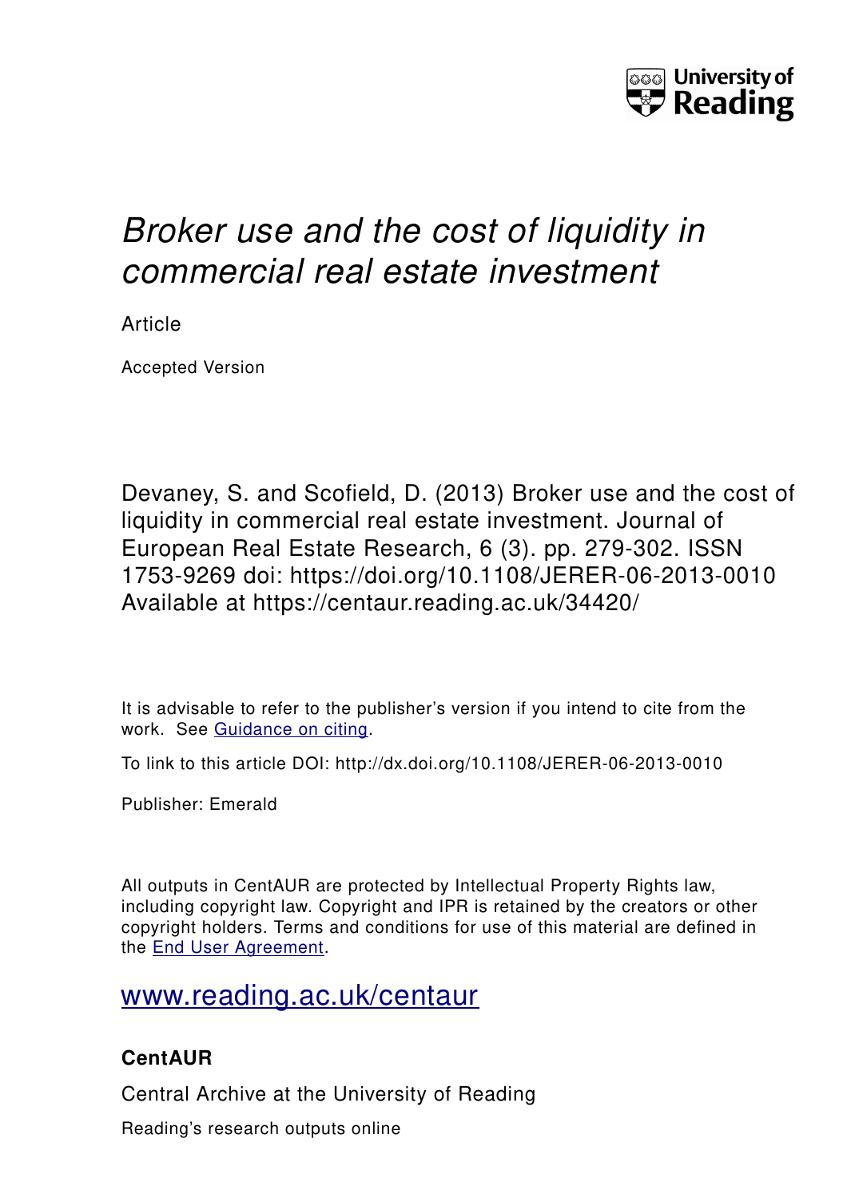# *Broker use and the cost of liquidity in commercial real estate investment*

Article

Accepted Version

Devaney, S. and Scofield, D. (2013) Broker use and the cost of liquidity in commercial real estate investment. Journal of European Real Estate Research, 6 (3). pp. 279-302. ISSN 1753-9269 doi: https://doi.org/10.1108/JERER-06-2013-0010 Available at https://centaur.reading.ac.uk/34420/

It is advisable to refer to the publisher's version if you intend to cite from the work. See [Guidance on citing](#).

To link to this article DOI: http://dx.doi.org/10.1108/JERER-06-2013-0010

Publisher: Emerald

All outputs in CentAUR are protected by Intellectual Property Rights law, including copyright law. Copyright and IPR is retained by the creators or other copyright holders. Terms and conditions for use of this material are defined in the [End User Agreement](#).

[www.reading.ac.uk/centaur](#)

## CentAUR

Central Archive at the University of Reading

Reading's research outputs online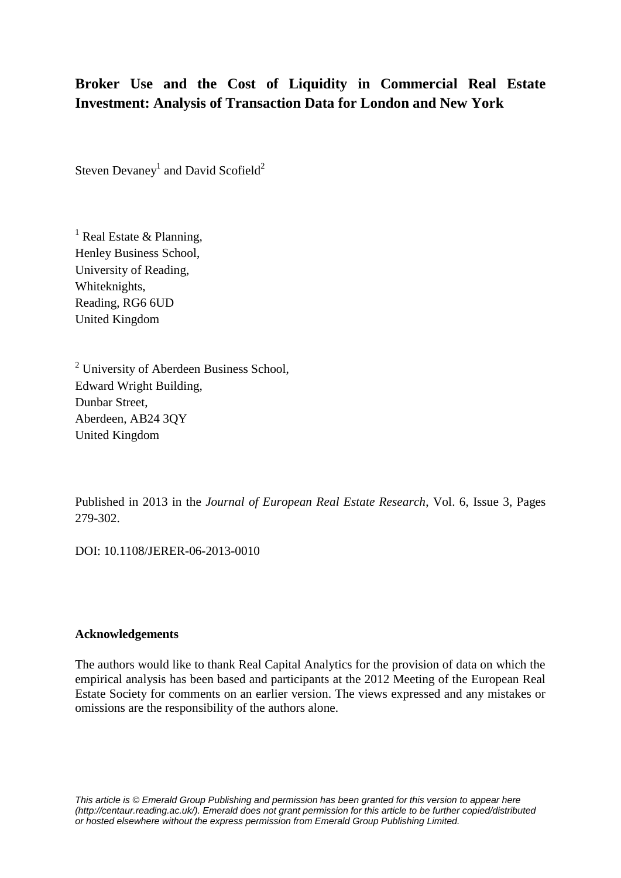# Broker Use and the Cost of Liquidity in Commercial Real Estate Investment: Analysis of Transaction Data for London and New York

Steven Devaney[1] and David Scofield[2]

[1] Real Estate & Planning,
Henley Business School,
University of Reading,
Whiteknights,
Reading, RG6 6UD
United Kingdom

[2] University of Aberdeen Business School,
Edward Wright Building,
Dunbar Street,
Aberdeen, AB24 3QY
United Kingdom

Published in 2013 in the *Journal of European Real Estate Research*, Vol. 6, Issue 3, Pages 279-302.

DOI: 10.1108/JERER-06-2013-0010

**Acknowledgements**

The authors would like to thank Real Capital Analytics for the provision of data on which the empirical analysis has been based and participants at the 2012 Meeting of the European Real Estate Society for comments on an earlier version. The views expressed and any mistakes or omissions are the responsibility of the authors alone.

*This article is © Emerald Group Publishing and permission has been granted for this version to appear here (http://centaur.reading.ac.uk/). Emerald does not grant permission for this article to be further copied/distributed or hosted elsewhere without the express permission from Emerald Group Publishing Limited.*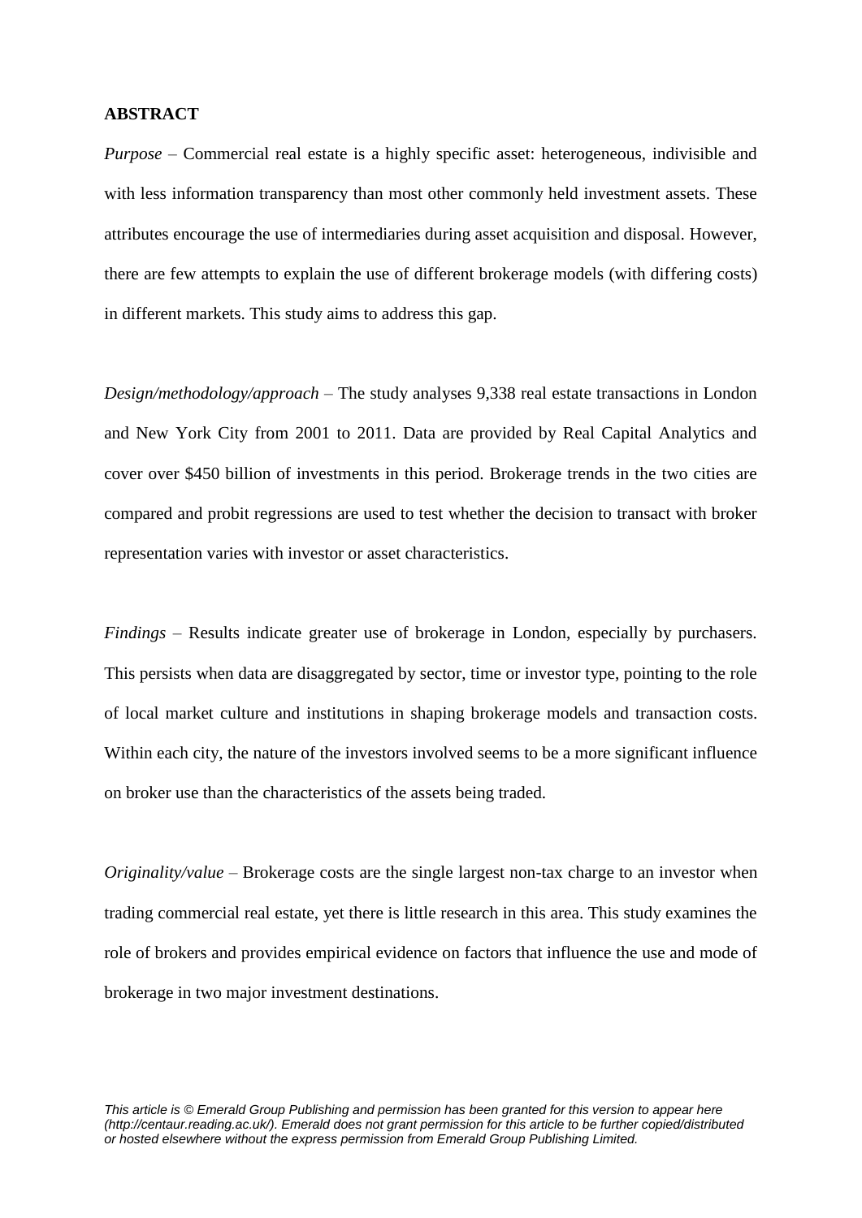**ABSTRACT**

*Purpose* – Commercial real estate is a highly specific asset: heterogeneous, indivisible and with less information transparency than most other commonly held investment assets. These attributes encourage the use of intermediaries during asset acquisition and disposal. However, there are few attempts to explain the use of different brokerage models (with differing costs) in different markets. This study aims to address this gap.

*Design/methodology/approach* – The study analyses 9,338 real estate transactions in London and New York City from 2001 to 2011. Data are provided by Real Capital Analytics and cover over $450 billion of investments in this period. Brokerage trends in the two cities are compared and probit regressions are used to test whether the decision to transact with broker representation varies with investor or asset characteristics.

*Findings* – Results indicate greater use of brokerage in London, especially by purchasers. This persists when data are disaggregated by sector, time or investor type, pointing to the role of local market culture and institutions in shaping brokerage models and transaction costs. Within each city, the nature of the investors involved seems to be a more significant influence on broker use than the characteristics of the assets being traded.

*Originality/value* – Brokerage costs are the single largest non-tax charge to an investor when trading commercial real estate, yet there is little research in this area. This study examines the role of brokers and provides empirical evidence on factors that influence the use and mode of brokerage in two major investment destinations.

*This article is © Emerald Group Publishing and permission has been granted for this version to appear here (http://centaur.reading.ac.uk/). Emerald does not grant permission for this article to be further copied/distributed or hosted elsewhere without the express permission from Emerald Group Publishing Limited.*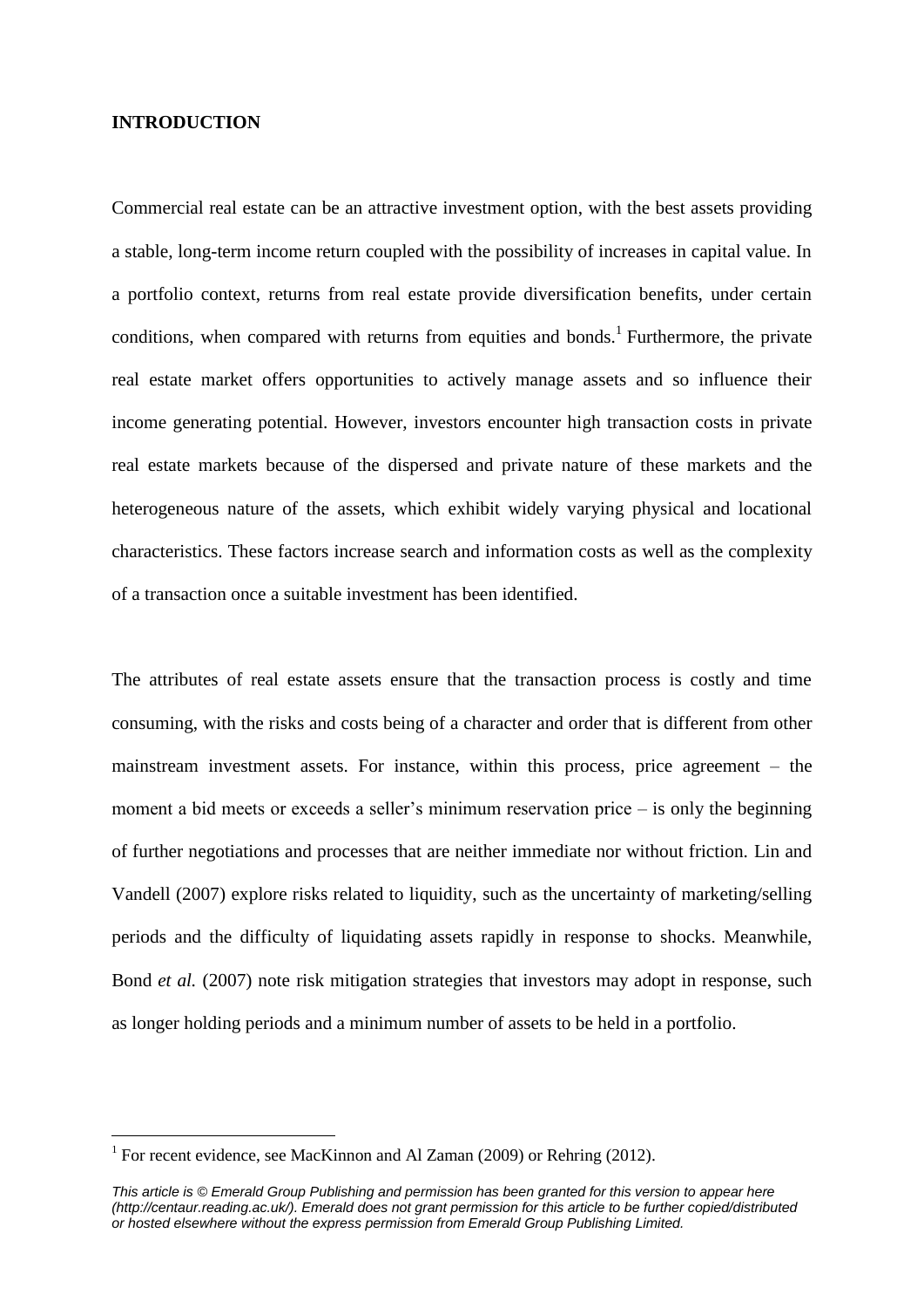# INTRODUCTION

Commercial real estate can be an attractive investment option, with the best assets providing a stable, long-term income return coupled with the possibility of increases in capital value. In a portfolio context, returns from real estate provide diversification benefits, under certain conditions, when compared with returns from equities and bonds.[1] Furthermore, the private real estate market offers opportunities to actively manage assets and so influence their income generating potential. However, investors encounter high transaction costs in private real estate markets because of the dispersed and private nature of these markets and the heterogeneous nature of the assets, which exhibit widely varying physical and locational characteristics. These factors increase search and information costs as well as the complexity of a transaction once a suitable investment has been identified.

The attributes of real estate assets ensure that the transaction process is costly and time consuming, with the risks and costs being of a character and order that is different from other mainstream investment assets. For instance, within this process, price agreement – the moment a bid meets or exceeds a seller's minimum reservation price – is only the beginning of further negotiations and processes that are neither immediate nor without friction. Lin and Vandell (2007) explore risks related to liquidity, such as the uncertainty of marketing/selling periods and the difficulty of liquidating assets rapidly in response to shocks. Meanwhile, Bond *et al.* (2007) note risk mitigation strategies that investors may adopt in response, such as longer holding periods and a minimum number of assets to be held in a portfolio.

[1] For recent evidence, see MacKinnon and Al Zaman (2009) or Rehring (2012).

*This article is © Emerald Group Publishing and permission has been granted for this version to appear here (http://centaur.reading.ac.uk/). Emerald does not grant permission for this article to be further copied/distributed or hosted elsewhere without the express permission from Emerald Group Publishing Limited.*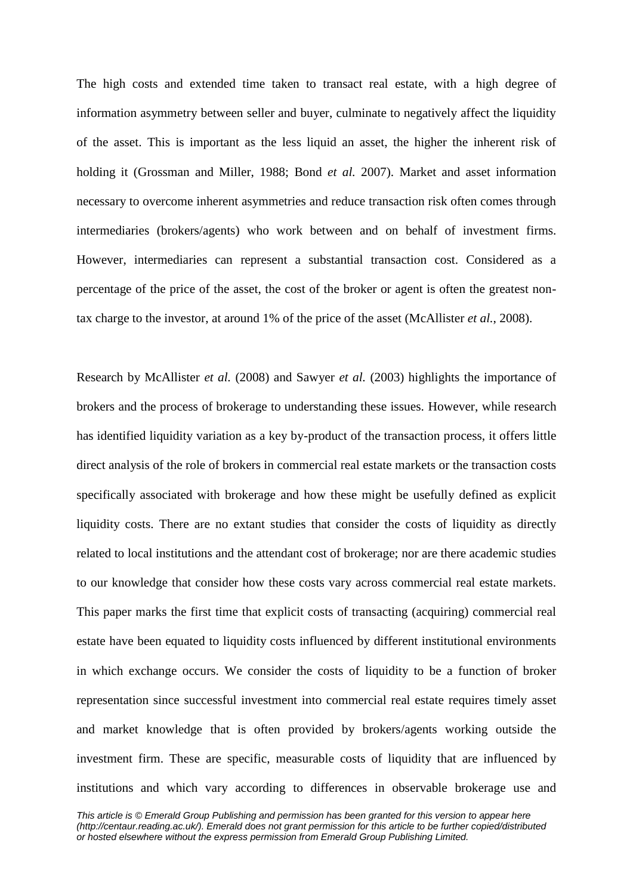The high costs and extended time taken to transact real estate, with a high degree of information asymmetry between seller and buyer, culminate to negatively affect the liquidity of the asset. This is important as the less liquid an asset, the higher the inherent risk of holding it (Grossman and Miller, 1988; Bond *et al.* 2007). Market and asset information necessary to overcome inherent asymmetries and reduce transaction risk often comes through intermediaries (brokers/agents) who work between and on behalf of investment firms. However, intermediaries can represent a substantial transaction cost. Considered as a percentage of the price of the asset, the cost of the broker or agent is often the greatest non-tax charge to the investor, at around 1% of the price of the asset (McAllister *et al.*, 2008).

Research by McAllister *et al.* (2008) and Sawyer *et al.* (2003) highlights the importance of brokers and the process of brokerage to understanding these issues. However, while research has identified liquidity variation as a key by-product of the transaction process, it offers little direct analysis of the role of brokers in commercial real estate markets or the transaction costs specifically associated with brokerage and how these might be usefully defined as explicit liquidity costs. There are no extant studies that consider the costs of liquidity as directly related to local institutions and the attendant cost of brokerage; nor are there academic studies to our knowledge that consider how these costs vary across commercial real estate markets. This paper marks the first time that explicit costs of transacting (acquiring) commercial real estate have been equated to liquidity costs influenced by different institutional environments in which exchange occurs. We consider the costs of liquidity to be a function of broker representation since successful investment into commercial real estate requires timely asset and market knowledge that is often provided by brokers/agents working outside the investment firm. These are specific, measurable costs of liquidity that are influenced by institutions and which vary according to differences in observable brokerage use and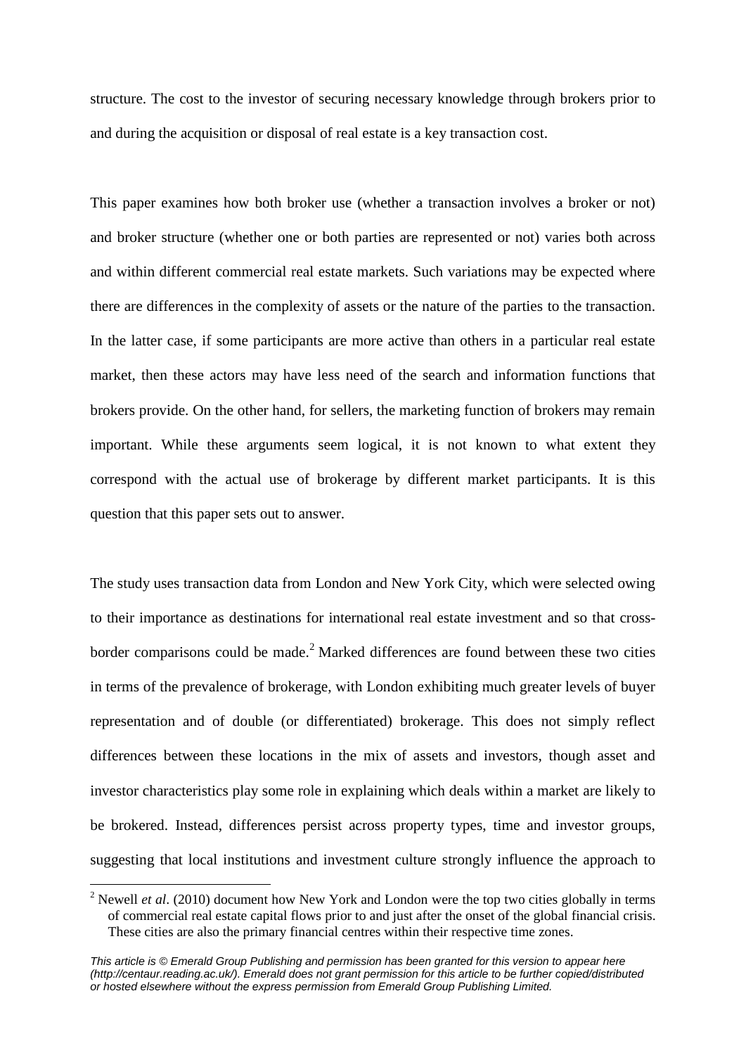structure. The cost to the investor of securing necessary knowledge through brokers prior to and during the acquisition or disposal of real estate is a key transaction cost.

This paper examines how both broker use (whether a transaction involves a broker or not) and broker structure (whether one or both parties are represented or not) varies both across and within different commercial real estate markets. Such variations may be expected where there are differences in the complexity of assets or the nature of the parties to the transaction. In the latter case, if some participants are more active than others in a particular real estate market, then these actors may have less need of the search and information functions that brokers provide. On the other hand, for sellers, the marketing function of brokers may remain important. While these arguments seem logical, it is not known to what extent they correspond with the actual use of brokerage by different market participants. It is this question that this paper sets out to answer.

The study uses transaction data from London and New York City, which were selected owing to their importance as destinations for international real estate investment and so that cross-border comparisons could be made.[2] Marked differences are found between these two cities in terms of the prevalence of brokerage, with London exhibiting much greater levels of buyer representation and of double (or differentiated) brokerage. This does not simply reflect differences between these locations in the mix of assets and investors, though asset and investor characteristics play some role in explaining which deals within a market are likely to be brokered. Instead, differences persist across property types, time and investor groups, suggesting that local institutions and investment culture strongly influence the approach to

[2] Newell *et al*. (2010) document how New York and London were the top two cities globally in terms of commercial real estate capital flows prior to and just after the onset of the global financial crisis. These cities are also the primary financial centres within their respective time zones.

*This article is © Emerald Group Publishing and permission has been granted for this version to appear here (http://centaur.reading.ac.uk/). Emerald does not grant permission for this article to be further copied/distributed or hosted elsewhere without the express permission from Emerald Group Publishing Limited.*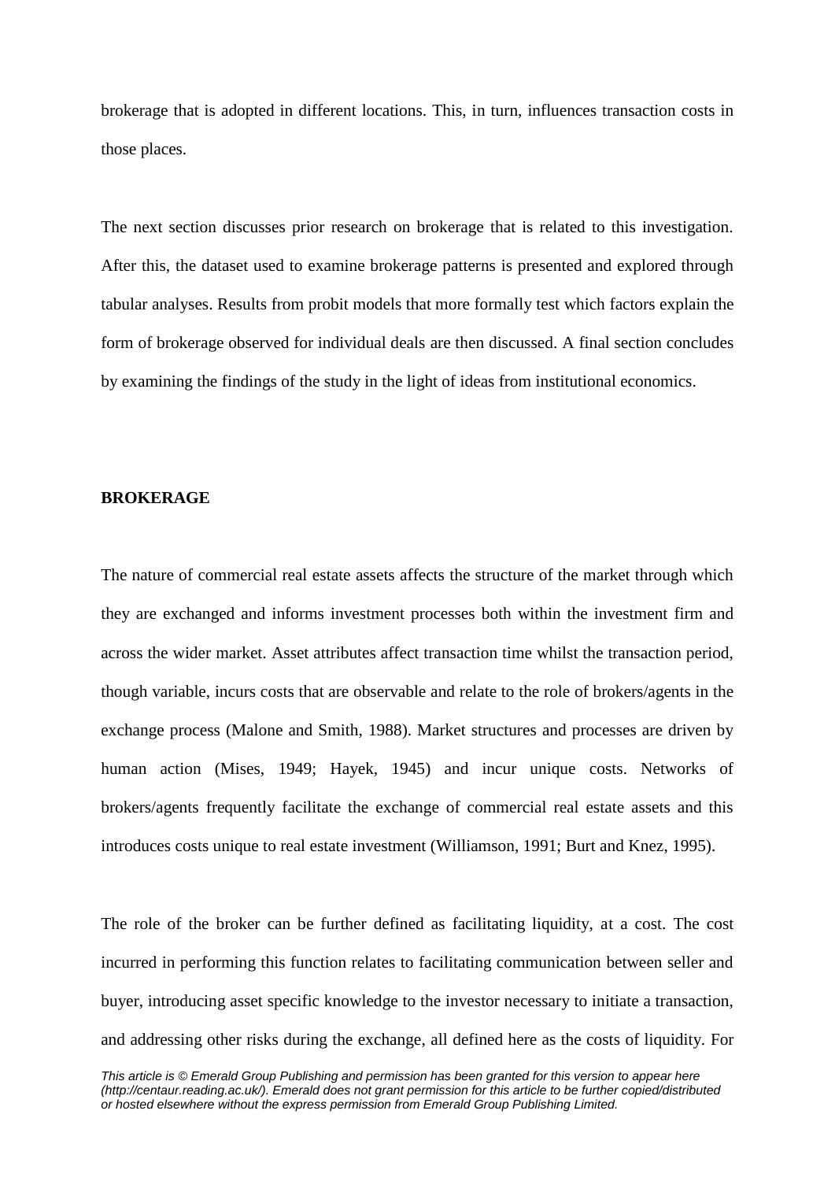brokerage that is adopted in different locations. This, in turn, influences transaction costs in those places.

The next section discusses prior research on brokerage that is related to this investigation. After this, the dataset used to examine brokerage patterns is presented and explored through tabular analyses. Results from probit models that more formally test which factors explain the form of brokerage observed for individual deals are then discussed. A final section concludes by examining the findings of the study in the light of ideas from institutional economics.

## BROKERAGE

The nature of commercial real estate assets affects the structure of the market through which they are exchanged and informs investment processes both within the investment firm and across the wider market. Asset attributes affect transaction time whilst the transaction period, though variable, incurs costs that are observable and relate to the role of brokers/agents in the exchange process (Malone and Smith, 1988). Market structures and processes are driven by human action (Mises, 1949; Hayek, 1945) and incur unique costs. Networks of brokers/agents frequently facilitate the exchange of commercial real estate assets and this introduces costs unique to real estate investment (Williamson, 1991; Burt and Knez, 1995).

The role of the broker can be further defined as facilitating liquidity, at a cost. The cost incurred in performing this function relates to facilitating communication between seller and buyer, introducing asset specific knowledge to the investor necessary to initiate a transaction, and addressing other risks during the exchange, all defined here as the costs of liquidity. For

*This article is © Emerald Group Publishing and permission has been granted for this version to appear here (http://centaur.reading.ac.uk/). Emerald does not grant permission for this article to be further copied/distributed or hosted elsewhere without the express permission from Emerald Group Publishing Limited.*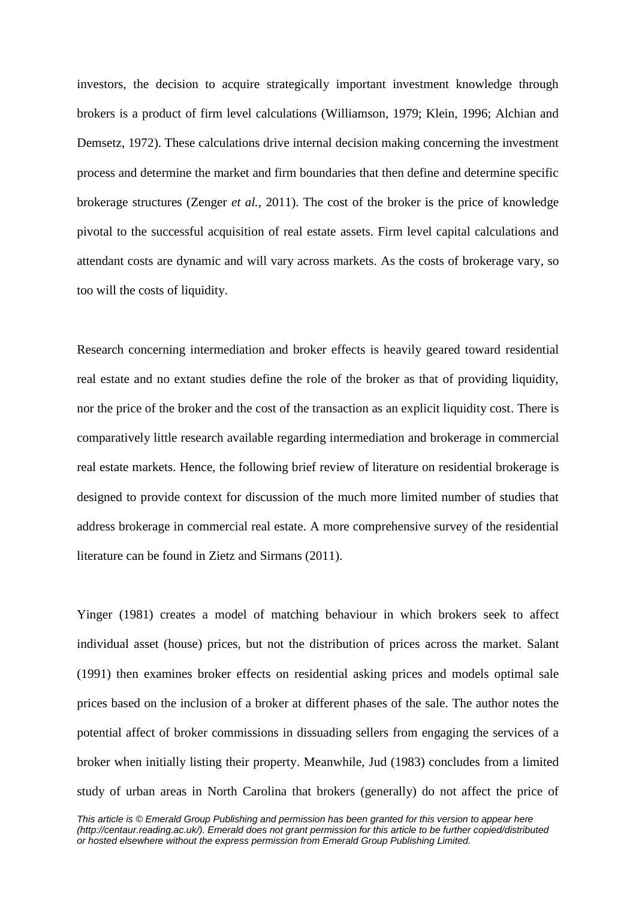investors, the decision to acquire strategically important investment knowledge through brokers is a product of firm level calculations (Williamson, 1979; Klein, 1996; Alchian and Demsetz, 1972). These calculations drive internal decision making concerning the investment process and determine the market and firm boundaries that then define and determine specific brokerage structures (Zenger *et al.*, 2011). The cost of the broker is the price of knowledge pivotal to the successful acquisition of real estate assets. Firm level capital calculations and attendant costs are dynamic and will vary across markets. As the costs of brokerage vary, so too will the costs of liquidity.

Research concerning intermediation and broker effects is heavily geared toward residential real estate and no extant studies define the role of the broker as that of providing liquidity, nor the price of the broker and the cost of the transaction as an explicit liquidity cost. There is comparatively little research available regarding intermediation and brokerage in commercial real estate markets. Hence, the following brief review of literature on residential brokerage is designed to provide context for discussion of the much more limited number of studies that address brokerage in commercial real estate. A more comprehensive survey of the residential literature can be found in Zietz and Sirmans (2011).

Yinger (1981) creates a model of matching behaviour in which brokers seek to affect individual asset (house) prices, but not the distribution of prices across the market. Salant (1991) then examines broker effects on residential asking prices and models optimal sale prices based on the inclusion of a broker at different phases of the sale. The author notes the potential affect of broker commissions in dissuading sellers from engaging the services of a broker when initially listing their property. Meanwhile, Jud (1983) concludes from a limited study of urban areas in North Carolina that brokers (generally) do not affect the price of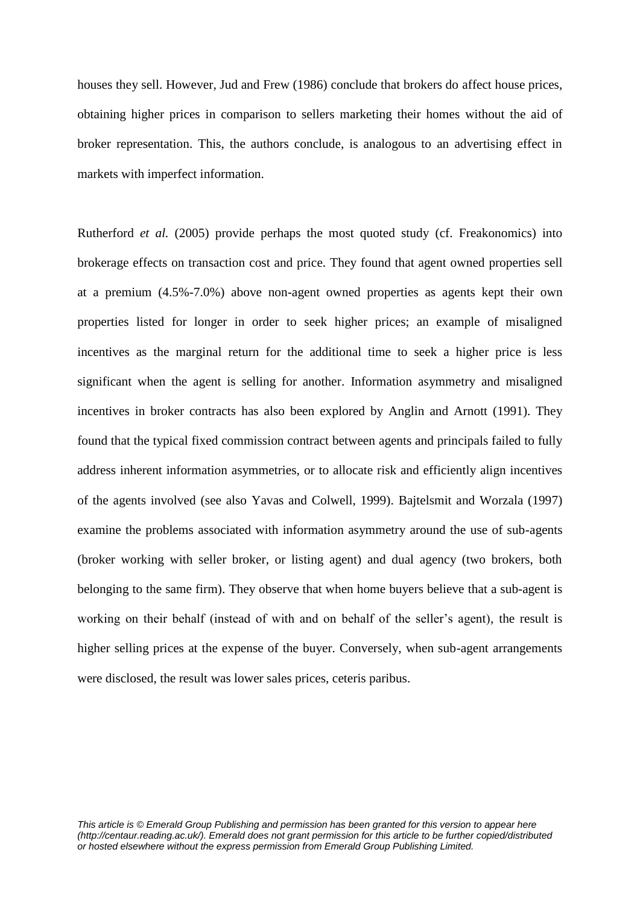houses they sell. However, Jud and Frew (1986) conclude that brokers do affect house prices, obtaining higher prices in comparison to sellers marketing their homes without the aid of broker representation. This, the authors conclude, is analogous to an advertising effect in markets with imperfect information.

Rutherford *et al.* (2005) provide perhaps the most quoted study (cf. Freakonomics) into brokerage effects on transaction cost and price. They found that agent owned properties sell at a premium (4.5%-7.0%) above non-agent owned properties as agents kept their own properties listed for longer in order to seek higher prices; an example of misaligned incentives as the marginal return for the additional time to seek a higher price is less significant when the agent is selling for another. Information asymmetry and misaligned incentives in broker contracts has also been explored by Anglin and Arnott (1991). They found that the typical fixed commission contract between agents and principals failed to fully address inherent information asymmetries, or to allocate risk and efficiently align incentives of the agents involved (see also Yavas and Colwell, 1999). Bajtelsmit and Worzala (1997) examine the problems associated with information asymmetry around the use of sub-agents (broker working with seller broker, or listing agent) and dual agency (two brokers, both belonging to the same firm). They observe that when home buyers believe that a sub-agent is working on their behalf (instead of with and on behalf of the seller's agent), the result is higher selling prices at the expense of the buyer. Conversely, when sub-agent arrangements were disclosed, the result was lower sales prices, ceteris paribus.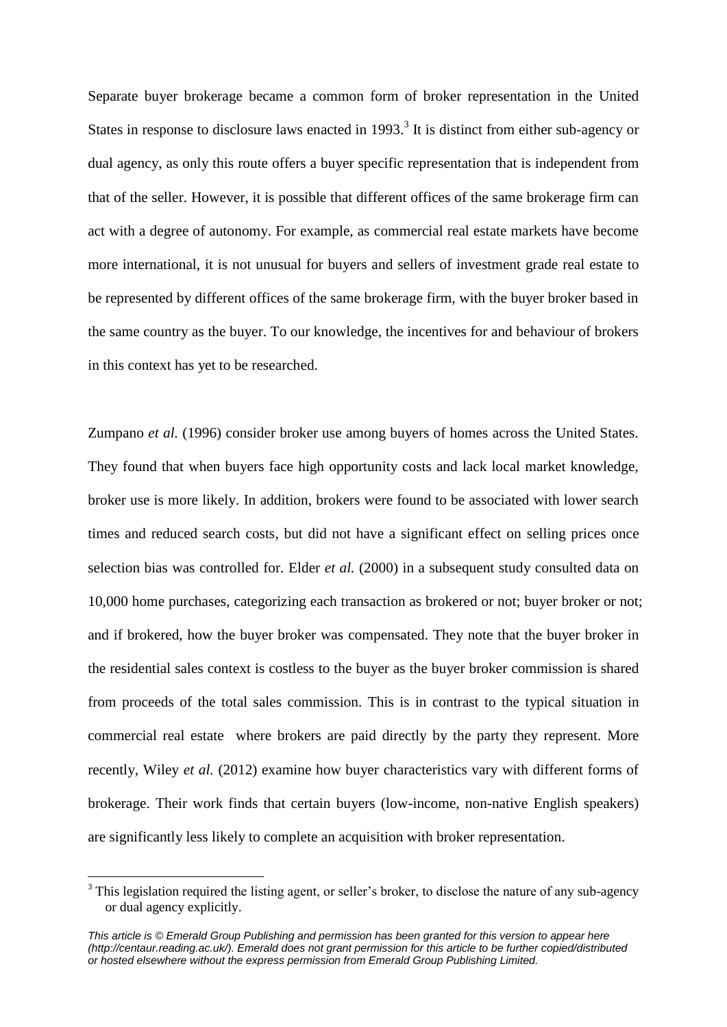Separate buyer brokerage became a common form of broker representation in the United States in response to disclosure laws enacted in 1993.[3] It is distinct from either sub-agency or dual agency, as only this route offers a buyer specific representation that is independent from that of the seller. However, it is possible that different offices of the same brokerage firm can act with a degree of autonomy. For example, as commercial real estate markets have become more international, it is not unusual for buyers and sellers of investment grade real estate to be represented by different offices of the same brokerage firm, with the buyer broker based in the same country as the buyer. To our knowledge, the incentives for and behaviour of brokers in this context has yet to be researched.

Zumpano *et al.* (1996) consider broker use among buyers of homes across the United States. They found that when buyers face high opportunity costs and lack local market knowledge, broker use is more likely. In addition, brokers were found to be associated with lower search times and reduced search costs, but did not have a significant effect on selling prices once selection bias was controlled for. Elder *et al.* (2000) in a subsequent study consulted data on 10,000 home purchases, categorizing each transaction as brokered or not; buyer broker or not; and if brokered, how the buyer broker was compensated. They note that the buyer broker in the residential sales context is costless to the buyer as the buyer broker commission is shared from proceeds of the total sales commission. This is in contrast to the typical situation in commercial real estate where brokers are paid directly by the party they represent. More recently, Wiley *et al.* (2012) examine how buyer characteristics vary with different forms of brokerage. Their work finds that certain buyers (low-income, non-native English speakers) are significantly less likely to complete an acquisition with broker representation.

[3] This legislation required the listing agent, or seller's broker, to disclose the nature of any sub-agency or dual agency explicitly.

*This article is © Emerald Group Publishing and permission has been granted for this version to appear here (http://centaur.reading.ac.uk/). Emerald does not grant permission for this article to be further copied/distributed or hosted elsewhere without the express permission from Emerald Group Publishing Limited.*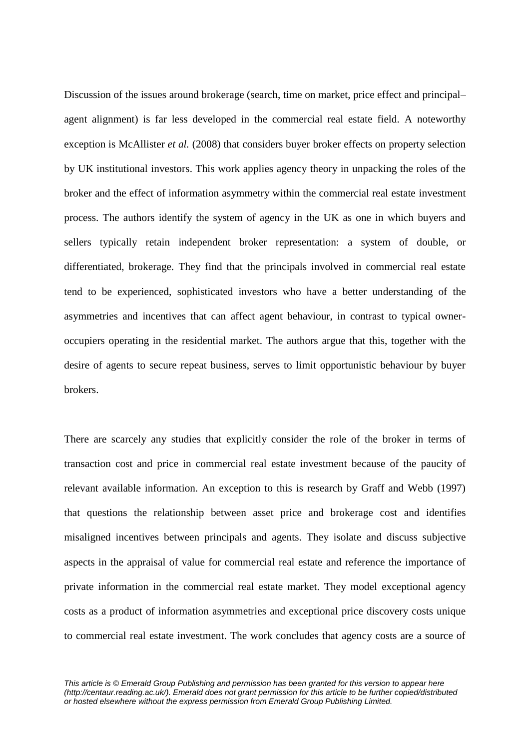Discussion of the issues around brokerage (search, time on market, price effect and principal–agent alignment) is far less developed in the commercial real estate field. A noteworthy exception is McAllister *et al.* (2008) that considers buyer broker effects on property selection by UK institutional investors. This work applies agency theory in unpacking the roles of the broker and the effect of information asymmetry within the commercial real estate investment process. The authors identify the system of agency in the UK as one in which buyers and sellers typically retain independent broker representation: a system of double, or differentiated, brokerage. They find that the principals involved in commercial real estate tend to be experienced, sophisticated investors who have a better understanding of the asymmetries and incentives that can affect agent behaviour, in contrast to typical owner-occupiers operating in the residential market. The authors argue that this, together with the desire of agents to secure repeat business, serves to limit opportunistic behaviour by buyer brokers.

There are scarcely any studies that explicitly consider the role of the broker in terms of transaction cost and price in commercial real estate investment because of the paucity of relevant available information. An exception to this is research by Graff and Webb (1997) that questions the relationship between asset price and brokerage cost and identifies misaligned incentives between principals and agents. They isolate and discuss subjective aspects in the appraisal of value for commercial real estate and reference the importance of private information in the commercial real estate market. They model exceptional agency costs as a product of information asymmetries and exceptional price discovery costs unique to commercial real estate investment. The work concludes that agency costs are a source of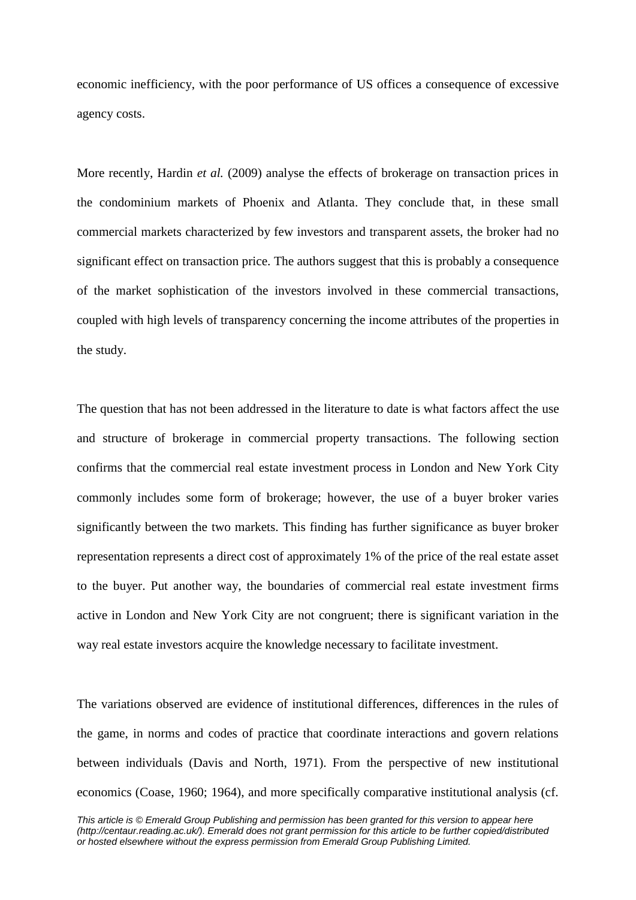economic inefficiency, with the poor performance of US offices a consequence of excessive agency costs.

More recently, Hardin *et al.* (2009) analyse the effects of brokerage on transaction prices in the condominium markets of Phoenix and Atlanta. They conclude that, in these small commercial markets characterized by few investors and transparent assets, the broker had no significant effect on transaction price. The authors suggest that this is probably a consequence of the market sophistication of the investors involved in these commercial transactions, coupled with high levels of transparency concerning the income attributes of the properties in the study.

The question that has not been addressed in the literature to date is what factors affect the use and structure of brokerage in commercial property transactions. The following section confirms that the commercial real estate investment process in London and New York City commonly includes some form of brokerage; however, the use of a buyer broker varies significantly between the two markets. This finding has further significance as buyer broker representation represents a direct cost of approximately 1% of the price of the real estate asset to the buyer. Put another way, the boundaries of commercial real estate investment firms active in London and New York City are not congruent; there is significant variation in the way real estate investors acquire the knowledge necessary to facilitate investment.

The variations observed are evidence of institutional differences, differences in the rules of the game, in norms and codes of practice that coordinate interactions and govern relations between individuals (Davis and North, 1971). From the perspective of new institutional economics (Coase, 1960; 1964), and more specifically comparative institutional analysis (cf.

*This article is © Emerald Group Publishing and permission has been granted for this version to appear here (http://centaur.reading.ac.uk/). Emerald does not grant permission for this article to be further copied/distributed or hosted elsewhere without the express permission from Emerald Group Publishing Limited.*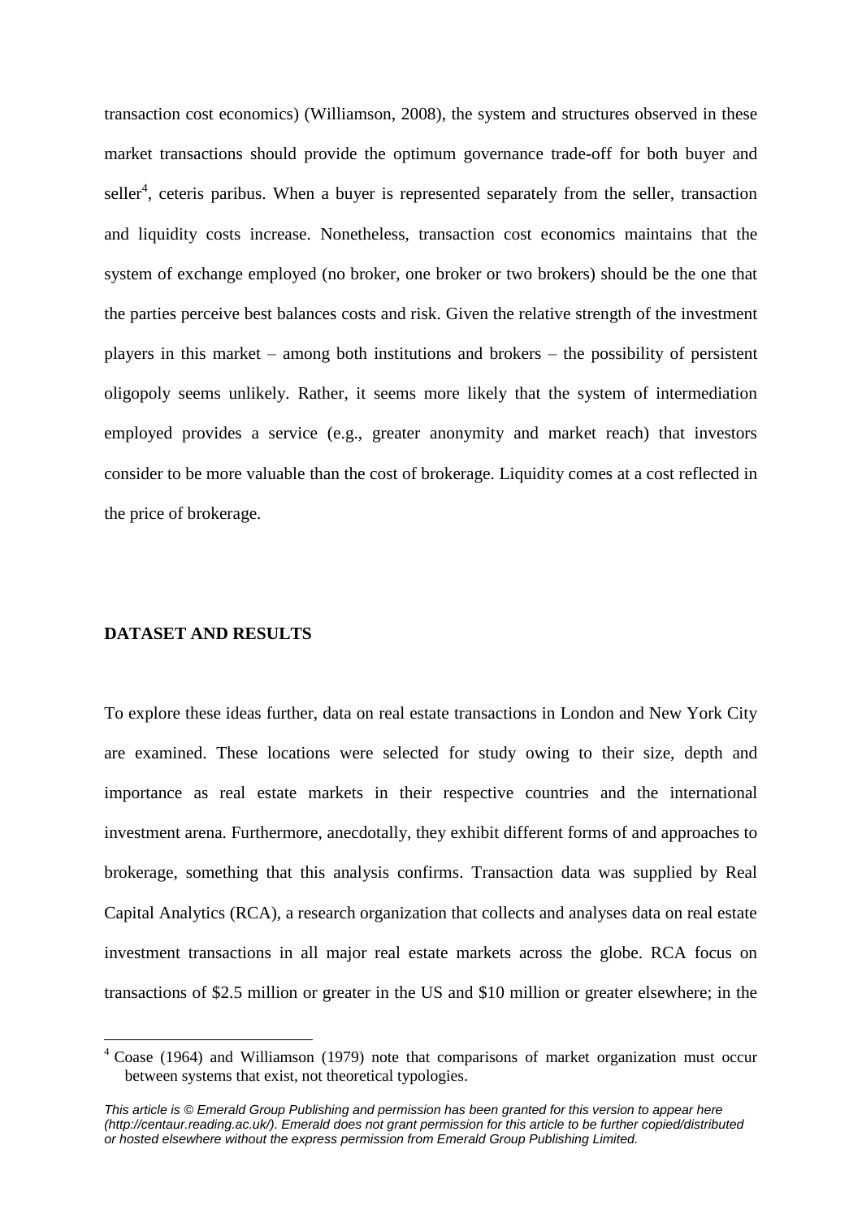transaction cost economics) (Williamson, 2008), the system and structures observed in these market transactions should provide the optimum governance trade-off for both buyer and seller[4], ceteris paribus. When a buyer is represented separately from the seller, transaction and liquidity costs increase. Nonetheless, transaction cost economics maintains that the system of exchange employed (no broker, one broker or two brokers) should be the one that the parties perceive best balances costs and risk. Given the relative strength of the investment players in this market – among both institutions and brokers – the possibility of persistent oligopoly seems unlikely. Rather, it seems more likely that the system of intermediation employed provides a service (e.g., greater anonymity and market reach) that investors consider to be more valuable than the cost of brokerage. Liquidity comes at a cost reflected in the price of brokerage.

## DATASET AND RESULTS

To explore these ideas further, data on real estate transactions in London and New York City are examined. These locations were selected for study owing to their size, depth and importance as real estate markets in their respective countries and the international investment arena. Furthermore, anecdotally, they exhibit different forms of and approaches to brokerage, something that this analysis confirms. Transaction data was supplied by Real Capital Analytics (RCA), a research organization that collects and analyses data on real estate investment transactions in all major real estate markets across the globe. RCA focus on transactions of $2.5 million or greater in the US and $10 million or greater elsewhere; in the

[4] Coase (1964) and Williamson (1979) note that comparisons of market organization must occur between systems that exist, not theoretical typologies.

*This article is © Emerald Group Publishing and permission has been granted for this version to appear here (http://centaur.reading.ac.uk/). Emerald does not grant permission for this article to be further copied/distributed or hosted elsewhere without the express permission from Emerald Group Publishing Limited.*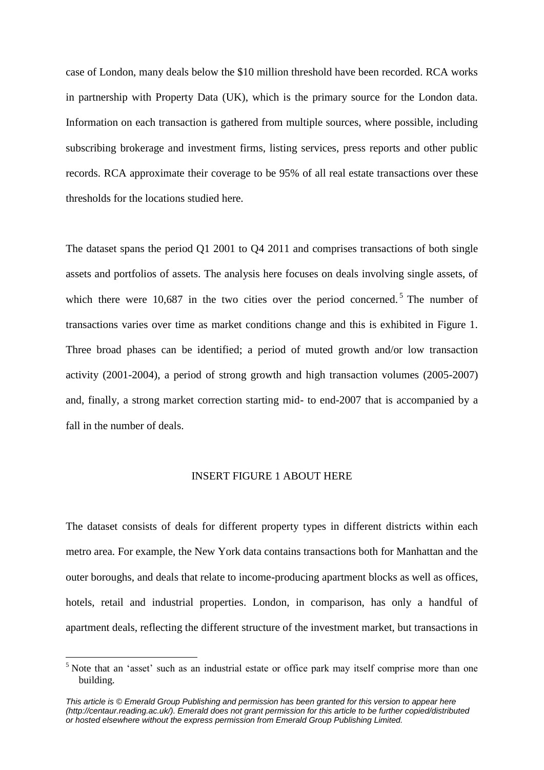case of London, many deals below the $10 million threshold have been recorded. RCA works in partnership with Property Data (UK), which is the primary source for the London data. Information on each transaction is gathered from multiple sources, where possible, including subscribing brokerage and investment firms, listing services, press reports and other public records. RCA approximate their coverage to be 95% of all real estate transactions over these thresholds for the locations studied here.

The dataset spans the period Q1 2001 to Q4 2011 and comprises transactions of both single assets and portfolios of assets. The analysis here focuses on deals involving single assets, of which there were 10,687 in the two cities over the period concerned.[5] The number of transactions varies over time as market conditions change and this is exhibited in Figure 1. Three broad phases can be identified; a period of muted growth and/or low transaction activity (2001-2004), a period of strong growth and high transaction volumes (2005-2007) and, finally, a strong market correction starting mid- to end-2007 that is accompanied by a fall in the number of deals.

INSERT FIGURE 1 ABOUT HERE

The dataset consists of deals for different property types in different districts within each metro area. For example, the New York data contains transactions both for Manhattan and the outer boroughs, and deals that relate to income-producing apartment blocks as well as offices, hotels, retail and industrial properties. London, in comparison, has only a handful of apartment deals, reflecting the different structure of the investment market, but transactions in

[5] Note that an 'asset' such as an industrial estate or office park may itself comprise more than one building.

*This article is © Emerald Group Publishing and permission has been granted for this version to appear here (http://centaur.reading.ac.uk/). Emerald does not grant permission for this article to be further copied/distributed or hosted elsewhere without the express permission from Emerald Group Publishing Limited.*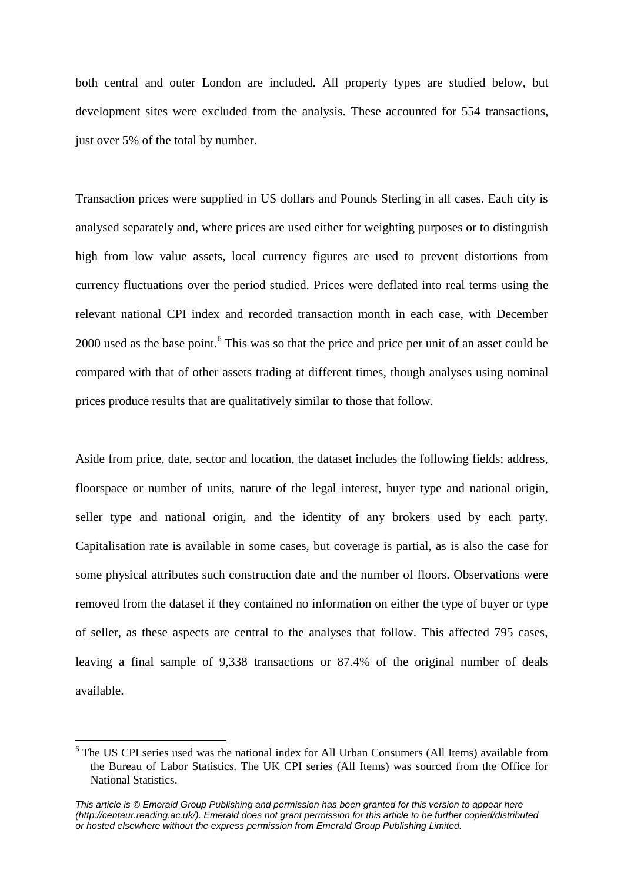both central and outer London are included. All property types are studied below, but development sites were excluded from the analysis. These accounted for 554 transactions, just over 5% of the total by number.

Transaction prices were supplied in US dollars and Pounds Sterling in all cases. Each city is analysed separately and, where prices are used either for weighting purposes or to distinguish high from low value assets, local currency figures are used to prevent distortions from currency fluctuations over the period studied. Prices were deflated into real terms using the relevant national CPI index and recorded transaction month in each case, with December 2000 used as the base point.[6] This was so that the price and price per unit of an asset could be compared with that of other assets trading at different times, though analyses using nominal prices produce results that are qualitatively similar to those that follow.

Aside from price, date, sector and location, the dataset includes the following fields; address, floorspace or number of units, nature of the legal interest, buyer type and national origin, seller type and national origin, and the identity of any brokers used by each party. Capitalisation rate is available in some cases, but coverage is partial, as is also the case for some physical attributes such construction date and the number of floors. Observations were removed from the dataset if they contained no information on either the type of buyer or type of seller, as these aspects are central to the analyses that follow. This affected 795 cases, leaving a final sample of 9,338 transactions or 87.4% of the original number of deals available.

[6] The US CPI series used was the national index for All Urban Consumers (All Items) available from the Bureau of Labor Statistics. The UK CPI series (All Items) was sourced from the Office for National Statistics.

*This article is © Emerald Group Publishing and permission has been granted for this version to appear here (http://centaur.reading.ac.uk/). Emerald does not grant permission for this article to be further copied/distributed or hosted elsewhere without the express permission from Emerald Group Publishing Limited.*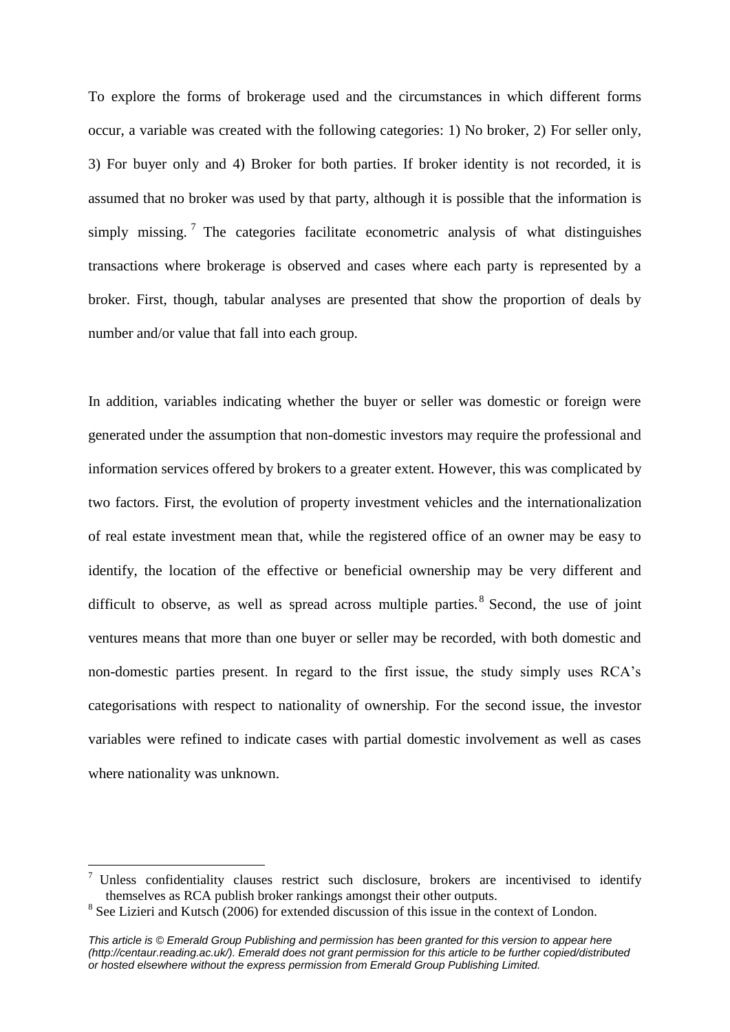To explore the forms of brokerage used and the circumstances in which different forms occur, a variable was created with the following categories: 1) No broker, 2) For seller only, 3) For buyer only and 4) Broker for both parties. If broker identity is not recorded, it is assumed that no broker was used by that party, although it is possible that the information is simply missing.[7] The categories facilitate econometric analysis of what distinguishes transactions where brokerage is observed and cases where each party is represented by a broker. First, though, tabular analyses are presented that show the proportion of deals by number and/or value that fall into each group.

In addition, variables indicating whether the buyer or seller was domestic or foreign were generated under the assumption that non-domestic investors may require the professional and information services offered by brokers to a greater extent. However, this was complicated by two factors. First, the evolution of property investment vehicles and the internationalization of real estate investment mean that, while the registered office of an owner may be easy to identify, the location of the effective or beneficial ownership may be very different and difficult to observe, as well as spread across multiple parties.[8] Second, the use of joint ventures means that more than one buyer or seller may be recorded, with both domestic and non-domestic parties present. In regard to the first issue, the study simply uses RCA's categorisations with respect to nationality of ownership. For the second issue, the investor variables were refined to indicate cases with partial domestic involvement as well as cases where nationality was unknown.

[7] Unless confidentiality clauses restrict such disclosure, brokers are incentivised to identify themselves as RCA publish broker rankings amongst their other outputs.

[8] See Lizieri and Kutsch (2006) for extended discussion of this issue in the context of London.

*This article is © Emerald Group Publishing and permission has been granted for this version to appear here (http://centaur.reading.ac.uk/). Emerald does not grant permission for this article to be further copied/distributed or hosted elsewhere without the express permission from Emerald Group Publishing Limited.*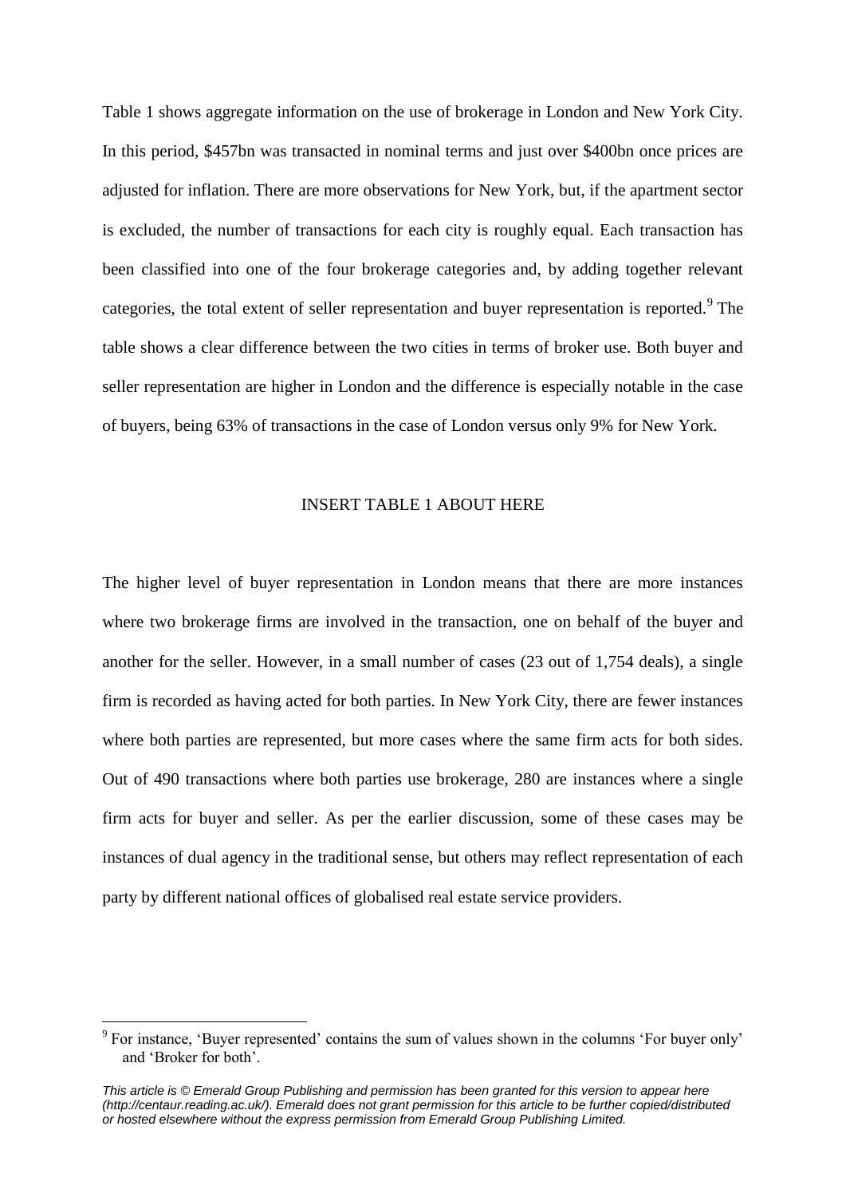Table 1 shows aggregate information on the use of brokerage in London and New York City. In this period, \$457bn was transacted in nominal terms and just over \$400bn once prices are adjusted for inflation. There are more observations for New York, but, if the apartment sector is excluded, the number of transactions for each city is roughly equal. Each transaction has been classified into one of the four brokerage categories and, by adding together relevant categories, the total extent of seller representation and buyer representation is reported.[9] The table shows a clear difference between the two cities in terms of broker use. Both buyer and seller representation are higher in London and the difference is especially notable in the case of buyers, being 63% of transactions in the case of London versus only 9% for New York.

INSERT TABLE 1 ABOUT HERE

The higher level of buyer representation in London means that there are more instances where two brokerage firms are involved in the transaction, one on behalf of the buyer and another for the seller. However, in a small number of cases (23 out of 1,754 deals), a single firm is recorded as having acted for both parties. In New York City, there are fewer instances where both parties are represented, but more cases where the same firm acts for both sides. Out of 490 transactions where both parties use brokerage, 280 are instances where a single firm acts for buyer and seller. As per the earlier discussion, some of these cases may be instances of dual agency in the traditional sense, but others may reflect representation of each party by different national offices of globalised real estate service providers.

[9] For instance, 'Buyer represented' contains the sum of values shown in the columns 'For buyer only' and 'Broker for both'.

*This article is © Emerald Group Publishing and permission has been granted for this version to appear here (http://centaur.reading.ac.uk/). Emerald does not grant permission for this article to be further copied/distributed or hosted elsewhere without the express permission from Emerald Group Publishing Limited.*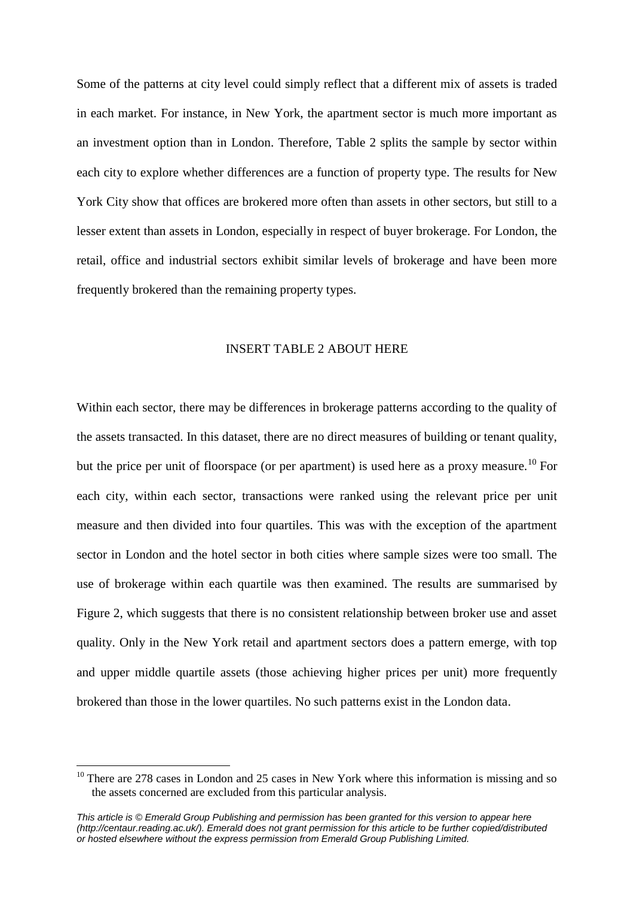Some of the patterns at city level could simply reflect that a different mix of assets is traded in each market. For instance, in New York, the apartment sector is much more important as an investment option than in London. Therefore, Table 2 splits the sample by sector within each city to explore whether differences are a function of property type. The results for New York City show that offices are brokered more often than assets in other sectors, but still to a lesser extent than assets in London, especially in respect of buyer brokerage. For London, the retail, office and industrial sectors exhibit similar levels of brokerage and have been more frequently brokered than the remaining property types.

INSERT TABLE 2 ABOUT HERE

Within each sector, there may be differences in brokerage patterns according to the quality of the assets transacted. In this dataset, there are no direct measures of building or tenant quality, but the price per unit of floorspace (or per apartment) is used here as a proxy measure.[10] For each city, within each sector, transactions were ranked using the relevant price per unit measure and then divided into four quartiles. This was with the exception of the apartment sector in London and the hotel sector in both cities where sample sizes were too small. The use of brokerage within each quartile was then examined. The results are summarised by Figure 2, which suggests that there is no consistent relationship between broker use and asset quality. Only in the New York retail and apartment sectors does a pattern emerge, with top and upper middle quartile assets (those achieving higher prices per unit) more frequently brokered than those in the lower quartiles. No such patterns exist in the London data.

[10] There are 278 cases in London and 25 cases in New York where this information is missing and so the assets concerned are excluded from this particular analysis.

*This article is © Emerald Group Publishing and permission has been granted for this version to appear here (http://centaur.reading.ac.uk/). Emerald does not grant permission for this article to be further copied/distributed or hosted elsewhere without the express permission from Emerald Group Publishing Limited.*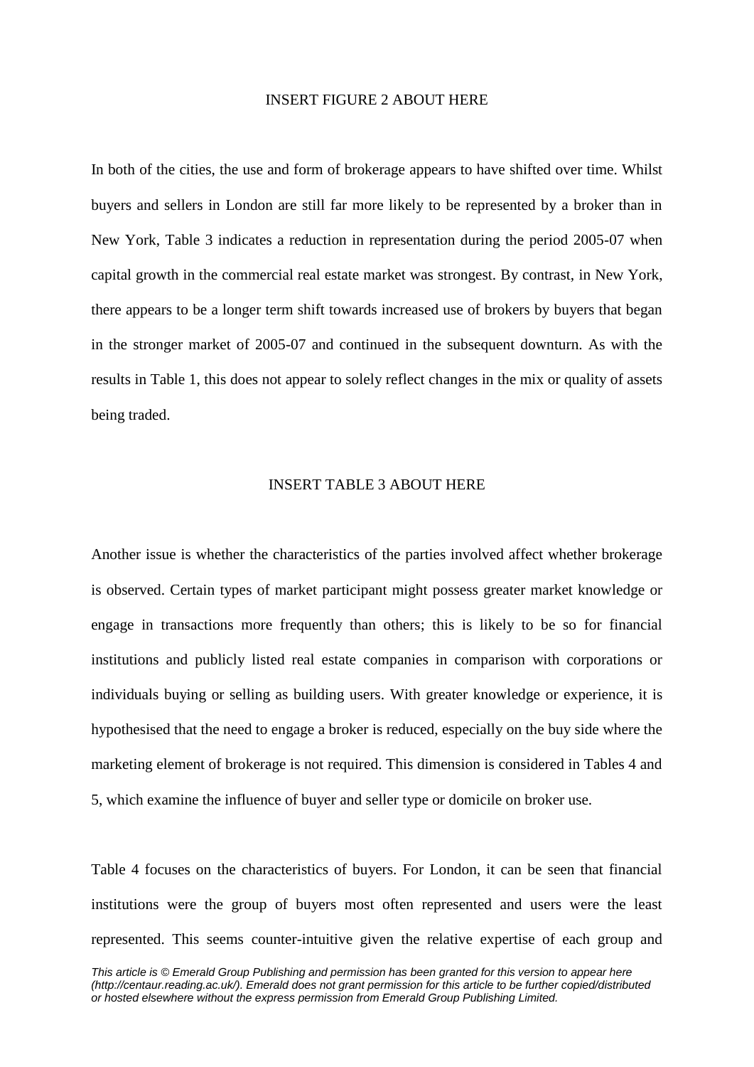INSERT FIGURE 2 ABOUT HERE

In both of the cities, the use and form of brokerage appears to have shifted over time. Whilst buyers and sellers in London are still far more likely to be represented by a broker than in New York, Table 3 indicates a reduction in representation during the period 2005-07 when capital growth in the commercial real estate market was strongest. By contrast, in New York, there appears to be a longer term shift towards increased use of brokers by buyers that began in the stronger market of 2005-07 and continued in the subsequent downturn. As with the results in Table 1, this does not appear to solely reflect changes in the mix or quality of assets being traded.

INSERT TABLE 3 ABOUT HERE

Another issue is whether the characteristics of the parties involved affect whether brokerage is observed. Certain types of market participant might possess greater market knowledge or engage in transactions more frequently than others; this is likely to be so for financial institutions and publicly listed real estate companies in comparison with corporations or individuals buying or selling as building users. With greater knowledge or experience, it is hypothesised that the need to engage a broker is reduced, especially on the buy side where the marketing element of brokerage is not required. This dimension is considered in Tables 4 and 5, which examine the influence of buyer and seller type or domicile on broker use.

Table 4 focuses on the characteristics of buyers. For London, it can be seen that financial institutions were the group of buyers most often represented and users were the least represented. This seems counter-intuitive given the relative expertise of each group and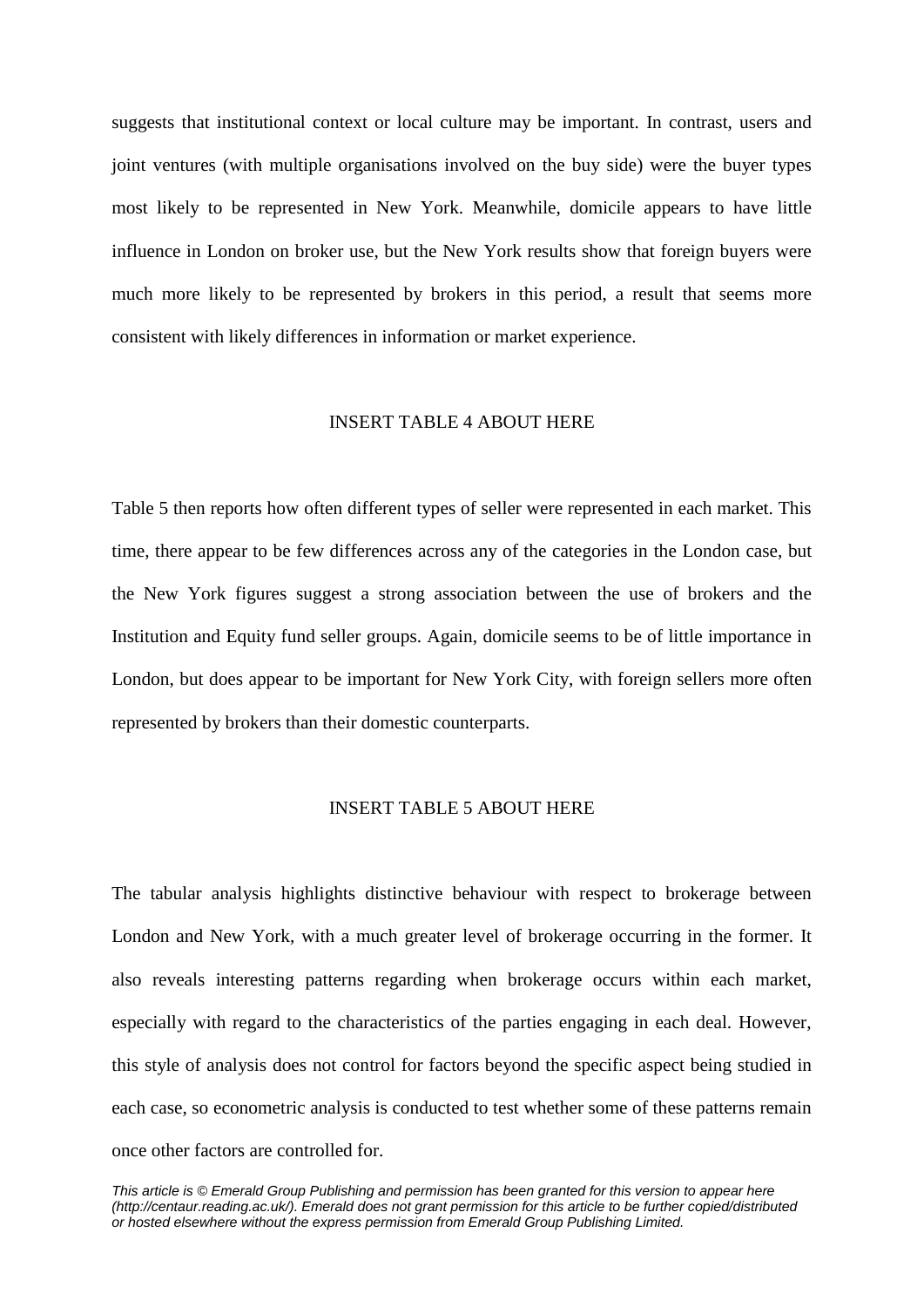suggests that institutional context or local culture may be important. In contrast, users and joint ventures (with multiple organisations involved on the buy side) were the buyer types most likely to be represented in New York. Meanwhile, domicile appears to have little influence in London on broker use, but the New York results show that foreign buyers were much more likely to be represented by brokers in this period, a result that seems more consistent with likely differences in information or market experience.

INSERT TABLE 4 ABOUT HERE

Table 5 then reports how often different types of seller were represented in each market. This time, there appear to be few differences across any of the categories in the London case, but the New York figures suggest a strong association between the use of brokers and the Institution and Equity fund seller groups. Again, domicile seems to be of little importance in London, but does appear to be important for New York City, with foreign sellers more often represented by brokers than their domestic counterparts.

INSERT TABLE 5 ABOUT HERE

The tabular analysis highlights distinctive behaviour with respect to brokerage between London and New York, with a much greater level of brokerage occurring in the former. It also reveals interesting patterns regarding when brokerage occurs within each market, especially with regard to the characteristics of the parties engaging in each deal. However, this style of analysis does not control for factors beyond the specific aspect being studied in each case, so econometric analysis is conducted to test whether some of these patterns remain once other factors are controlled for.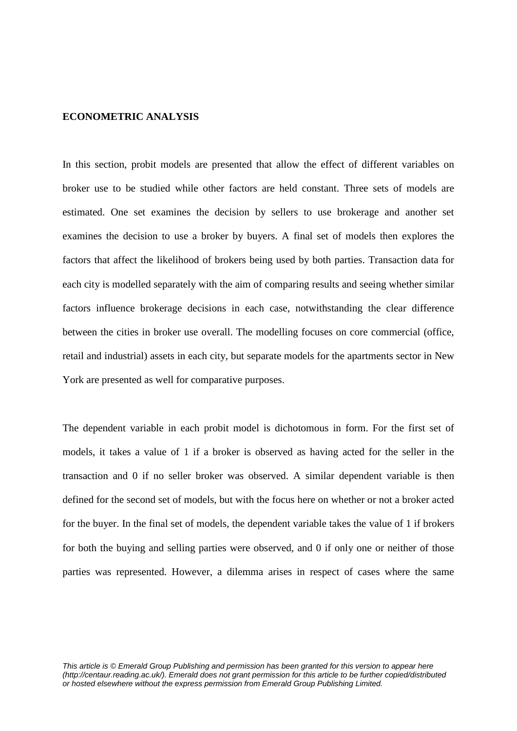**ECONOMETRIC ANALYSIS**

In this section, probit models are presented that allow the effect of different variables on broker use to be studied while other factors are held constant. Three sets of models are estimated. One set examines the decision by sellers to use brokerage and another set examines the decision to use a broker by buyers. A final set of models then explores the factors that affect the likelihood of brokers being used by both parties. Transaction data for each city is modelled separately with the aim of comparing results and seeing whether similar factors influence brokerage decisions in each case, notwithstanding the clear difference between the cities in broker use overall. The modelling focuses on core commercial (office, retail and industrial) assets in each city, but separate models for the apartments sector in New York are presented as well for comparative purposes.

The dependent variable in each probit model is dichotomous in form. For the first set of models, it takes a value of 1 if a broker is observed as having acted for the seller in the transaction and 0 if no seller broker was observed. A similar dependent variable is then defined for the second set of models, but with the focus here on whether or not a broker acted for the buyer. In the final set of models, the dependent variable takes the value of 1 if brokers for both the buying and selling parties were observed, and 0 if only one or neither of those parties was represented. However, a dilemma arises in respect of cases where the same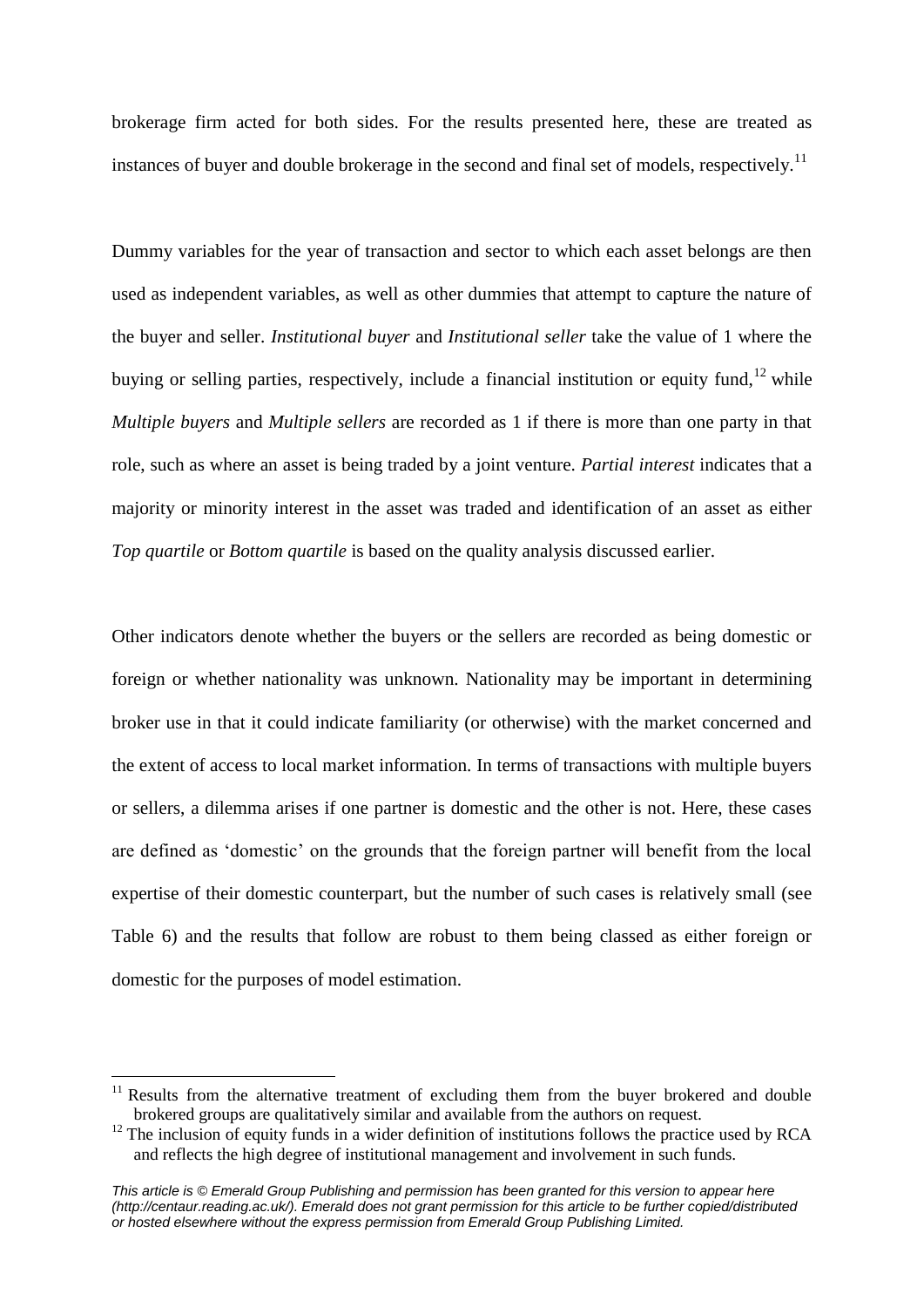brokerage firm acted for both sides. For the results presented here, these are treated as instances of buyer and double brokerage in the second and final set of models, respectively.[11]

Dummy variables for the year of transaction and sector to which each asset belongs are then used as independent variables, as well as other dummies that attempt to capture the nature of the buyer and seller. *Institutional buyer* and *Institutional seller* take the value of 1 where the buying or selling parties, respectively, include a financial institution or equity fund,[12] while *Multiple buyers* and *Multiple sellers* are recorded as 1 if there is more than one party in that role, such as where an asset is being traded by a joint venture. *Partial interest* indicates that a majority or minority interest in the asset was traded and identification of an asset as either *Top quartile* or *Bottom quartile* is based on the quality analysis discussed earlier.

Other indicators denote whether the buyers or the sellers are recorded as being domestic or foreign or whether nationality was unknown. Nationality may be important in determining broker use in that it could indicate familiarity (or otherwise) with the market concerned and the extent of access to local market information. In terms of transactions with multiple buyers or sellers, a dilemma arises if one partner is domestic and the other is not. Here, these cases are defined as 'domestic' on the grounds that the foreign partner will benefit from the local expertise of their domestic counterpart, but the number of such cases is relatively small (see Table 6) and the results that follow are robust to them being classed as either foreign or domestic for the purposes of model estimation.

---

[11] Results from the alternative treatment of excluding them from the buyer brokered and double brokered groups are qualitatively similar and available from the authors on request.

[12] The inclusion of equity funds in a wider definition of institutions follows the practice used by RCA and reflects the high degree of institutional management and involvement in such funds.

*This article is © Emerald Group Publishing and permission has been granted for this version to appear here (http://centaur.reading.ac.uk/). Emerald does not grant permission for this article to be further copied/distributed or hosted elsewhere without the express permission from Emerald Group Publishing Limited.*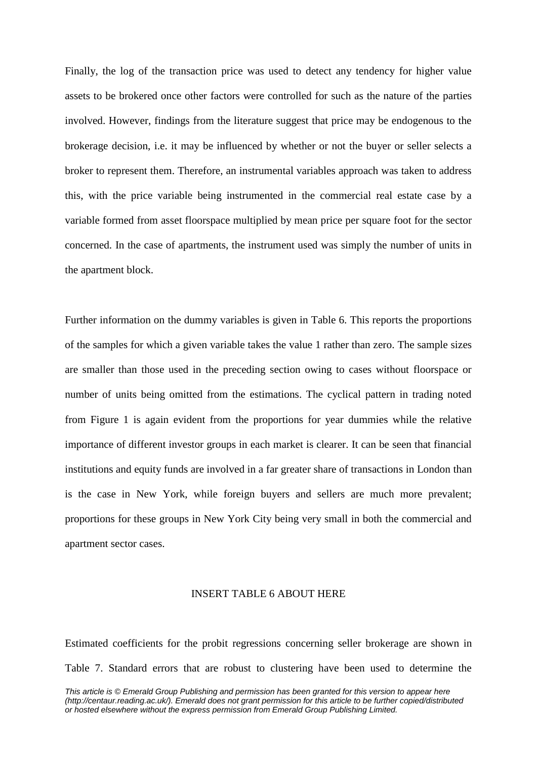Finally, the log of the transaction price was used to detect any tendency for higher value assets to be brokered once other factors were controlled for such as the nature of the parties involved. However, findings from the literature suggest that price may be endogenous to the brokerage decision, i.e. it may be influenced by whether or not the buyer or seller selects a broker to represent them. Therefore, an instrumental variables approach was taken to address this, with the price variable being instrumented in the commercial real estate case by a variable formed from asset floorspace multiplied by mean price per square foot for the sector concerned. In the case of apartments, the instrument used was simply the number of units in the apartment block.

Further information on the dummy variables is given in Table 6. This reports the proportions of the samples for which a given variable takes the value 1 rather than zero. The sample sizes are smaller than those used in the preceding section owing to cases without floorspace or number of units being omitted from the estimations. The cyclical pattern in trading noted from Figure 1 is again evident from the proportions for year dummies while the relative importance of different investor groups in each market is clearer. It can be seen that financial institutions and equity funds are involved in a far greater share of transactions in London than is the case in New York, while foreign buyers and sellers are much more prevalent; proportions for these groups in New York City being very small in both the commercial and apartment sector cases.

INSERT TABLE 6 ABOUT HERE

Estimated coefficients for the probit regressions concerning seller brokerage are shown in Table 7. Standard errors that are robust to clustering have been used to determine the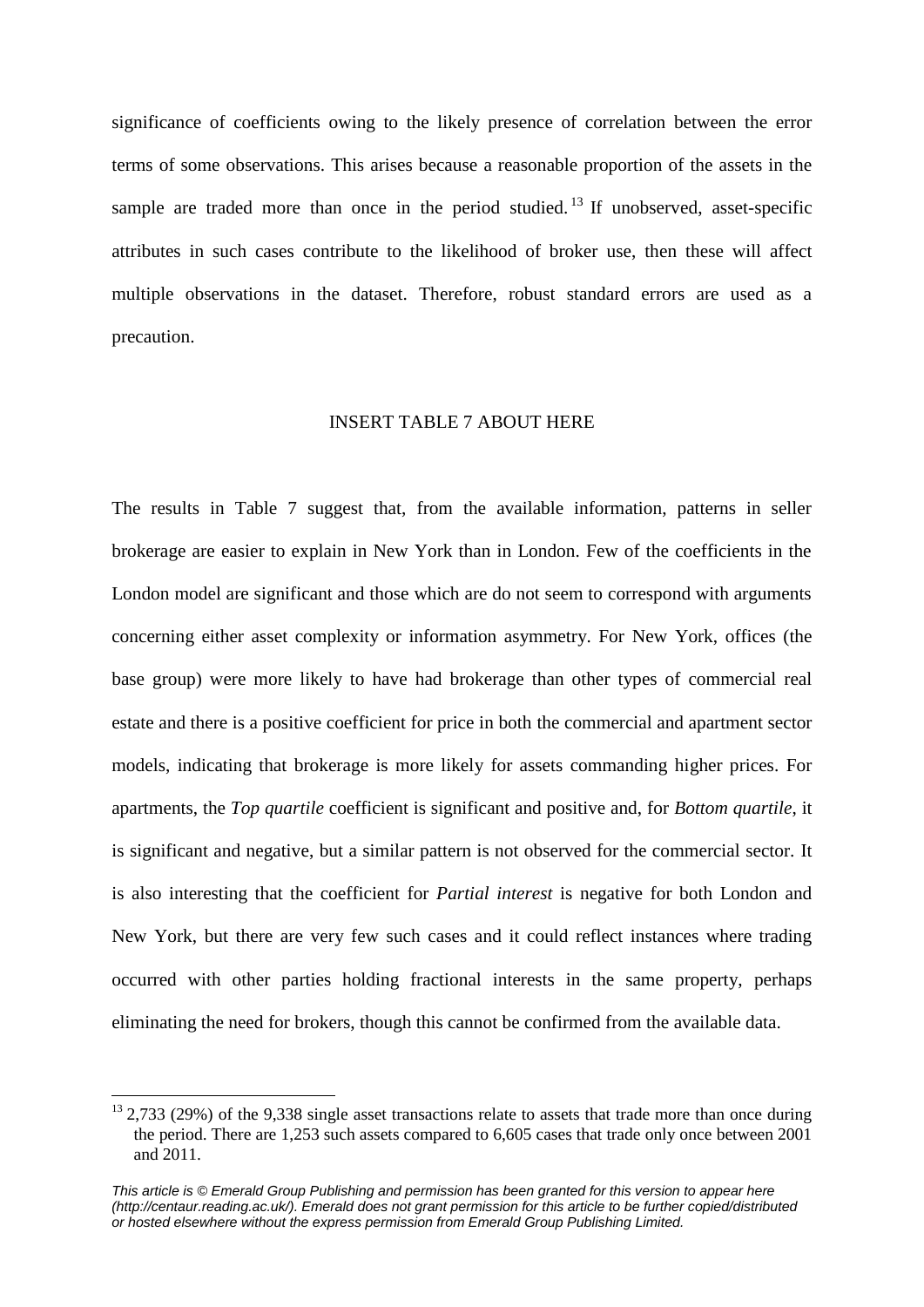significance of coefficients owing to the likely presence of correlation between the error terms of some observations. This arises because a reasonable proportion of the assets in the sample are traded more than once in the period studied.[13] If unobserved, asset-specific attributes in such cases contribute to the likelihood of broker use, then these will affect multiple observations in the dataset. Therefore, robust standard errors are used as a precaution.

INSERT TABLE 7 ABOUT HERE

The results in Table 7 suggest that, from the available information, patterns in seller brokerage are easier to explain in New York than in London. Few of the coefficients in the London model are significant and those which are do not seem to correspond with arguments concerning either asset complexity or information asymmetry. For New York, offices (the base group) were more likely to have had brokerage than other types of commercial real estate and there is a positive coefficient for price in both the commercial and apartment sector models, indicating that brokerage is more likely for assets commanding higher prices. For apartments, the *Top quartile* coefficient is significant and positive and, for *Bottom quartile*, it is significant and negative, but a similar pattern is not observed for the commercial sector. It is also interesting that the coefficient for *Partial interest* is negative for both London and New York, but there are very few such cases and it could reflect instances where trading occurred with other parties holding fractional interests in the same property, perhaps eliminating the need for brokers, though this cannot be confirmed from the available data.

[13] 2,733 (29%) of the 9,338 single asset transactions relate to assets that trade more than once during the period. There are 1,253 such assets compared to 6,605 cases that trade only once between 2001 and 2011.

*This article is © Emerald Group Publishing and permission has been granted for this version to appear here (http://centaur.reading.ac.uk/). Emerald does not grant permission for this article to be further copied/distributed or hosted elsewhere without the express permission from Emerald Group Publishing Limited.*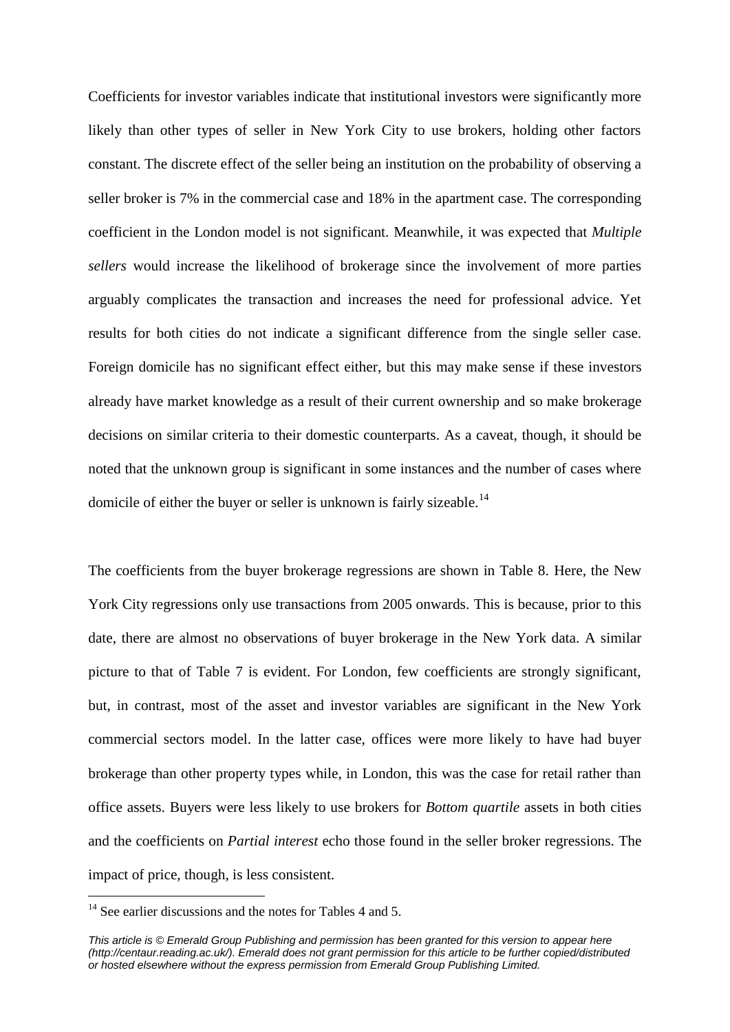Coefficients for investor variables indicate that institutional investors were significantly more likely than other types of seller in New York City to use brokers, holding other factors constant. The discrete effect of the seller being an institution on the probability of observing a seller broker is 7% in the commercial case and 18% in the apartment case. The corresponding coefficient in the London model is not significant. Meanwhile, it was expected that *Multiple sellers* would increase the likelihood of brokerage since the involvement of more parties arguably complicates the transaction and increases the need for professional advice. Yet results for both cities do not indicate a significant difference from the single seller case. Foreign domicile has no significant effect either, but this may make sense if these investors already have market knowledge as a result of their current ownership and so make brokerage decisions on similar criteria to their domestic counterparts. As a caveat, though, it should be noted that the unknown group is significant in some instances and the number of cases where domicile of either the buyer or seller is unknown is fairly sizeable.[14]

The coefficients from the buyer brokerage regressions are shown in Table 8. Here, the New York City regressions only use transactions from 2005 onwards. This is because, prior to this date, there are almost no observations of buyer brokerage in the New York data. A similar picture to that of Table 7 is evident. For London, few coefficients are strongly significant, but, in contrast, most of the asset and investor variables are significant in the New York commercial sectors model. In the latter case, offices were more likely to have had buyer brokerage than other property types while, in London, this was the case for retail rather than office assets. Buyers were less likely to use brokers for *Bottom quartile* assets in both cities and the coefficients on *Partial interest* echo those found in the seller broker regressions. The impact of price, though, is less consistent.

[14] See earlier discussions and the notes for Tables 4 and 5.

*This article is © Emerald Group Publishing and permission has been granted for this version to appear here (http://centaur.reading.ac.uk/). Emerald does not grant permission for this article to be further copied/distributed or hosted elsewhere without the express permission from Emerald Group Publishing Limited.*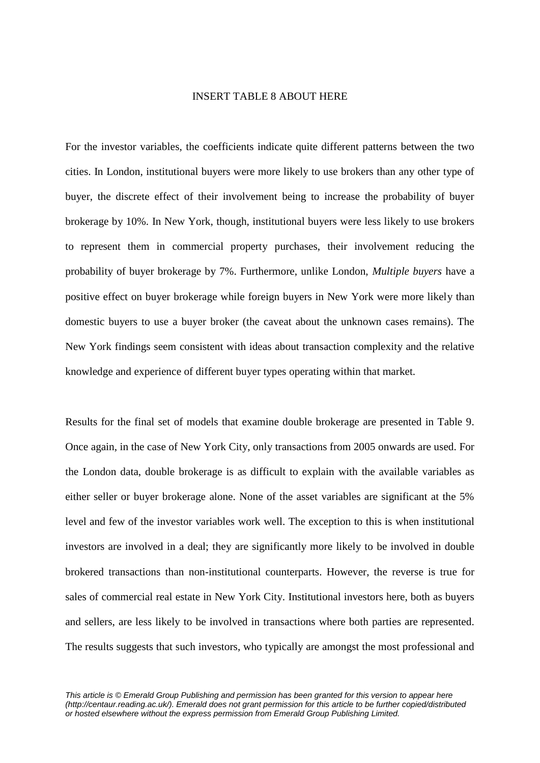INSERT TABLE 8 ABOUT HERE

For the investor variables, the coefficients indicate quite different patterns between the two cities. In London, institutional buyers were more likely to use brokers than any other type of buyer, the discrete effect of their involvement being to increase the probability of buyer brokerage by 10%. In New York, though, institutional buyers were less likely to use brokers to represent them in commercial property purchases, their involvement reducing the probability of buyer brokerage by 7%. Furthermore, unlike London, *Multiple buyers* have a positive effect on buyer brokerage while foreign buyers in New York were more likely than domestic buyers to use a buyer broker (the caveat about the unknown cases remains). The New York findings seem consistent with ideas about transaction complexity and the relative knowledge and experience of different buyer types operating within that market.

Results for the final set of models that examine double brokerage are presented in Table 9. Once again, in the case of New York City, only transactions from 2005 onwards are used. For the London data, double brokerage is as difficult to explain with the available variables as either seller or buyer brokerage alone. None of the asset variables are significant at the 5% level and few of the investor variables work well. The exception to this is when institutional investors are involved in a deal; they are significantly more likely to be involved in double brokered transactions than non-institutional counterparts. However, the reverse is true for sales of commercial real estate in New York City. Institutional investors here, both as buyers and sellers, are less likely to be involved in transactions where both parties are represented. The results suggests that such investors, who typically are amongst the most professional and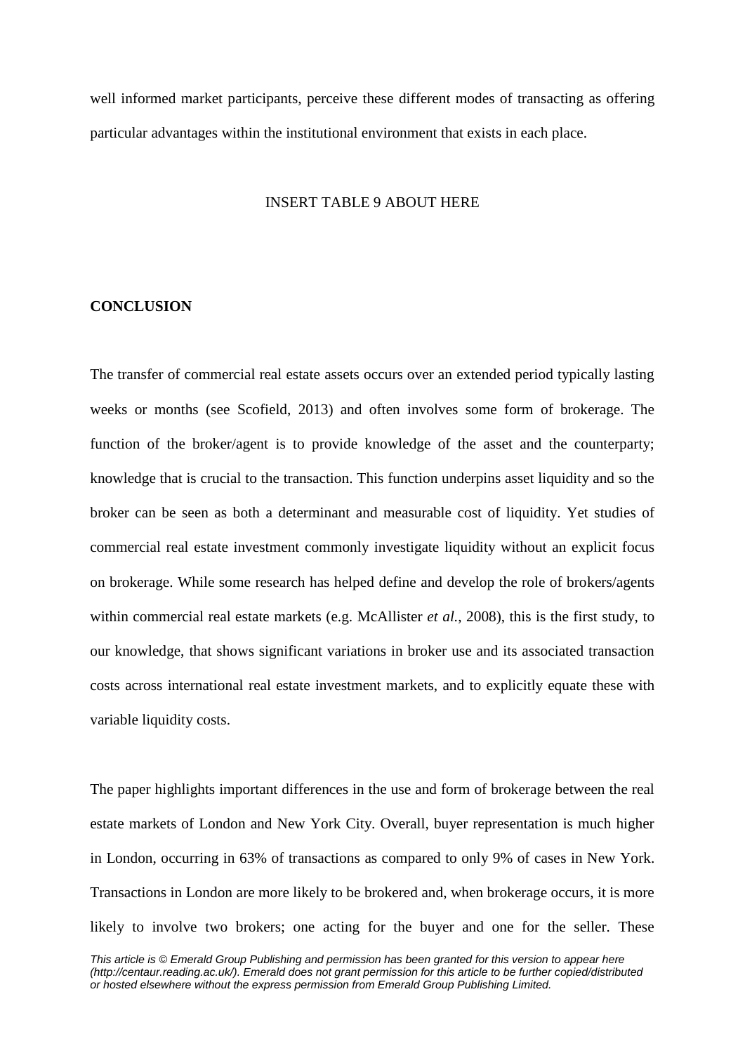well informed market participants, perceive these different modes of transacting as offering particular advantages within the institutional environment that exists in each place.

INSERT TABLE 9 ABOUT HERE

## CONCLUSION

The transfer of commercial real estate assets occurs over an extended period typically lasting weeks or months (see Scofield, 2013) and often involves some form of brokerage. The function of the broker/agent is to provide knowledge of the asset and the counterparty; knowledge that is crucial to the transaction. This function underpins asset liquidity and so the broker can be seen as both a determinant and measurable cost of liquidity. Yet studies of commercial real estate investment commonly investigate liquidity without an explicit focus on brokerage. While some research has helped define and develop the role of brokers/agents within commercial real estate markets (e.g. McAllister *et al.*, 2008), this is the first study, to our knowledge, that shows significant variations in broker use and its associated transaction costs across international real estate investment markets, and to explicitly equate these with variable liquidity costs.

The paper highlights important differences in the use and form of brokerage between the real estate markets of London and New York City. Overall, buyer representation is much higher in London, occurring in 63% of transactions as compared to only 9% of cases in New York. Transactions in London are more likely to be brokered and, when brokerage occurs, it is more likely to involve two brokers; one acting for the buyer and one for the seller. These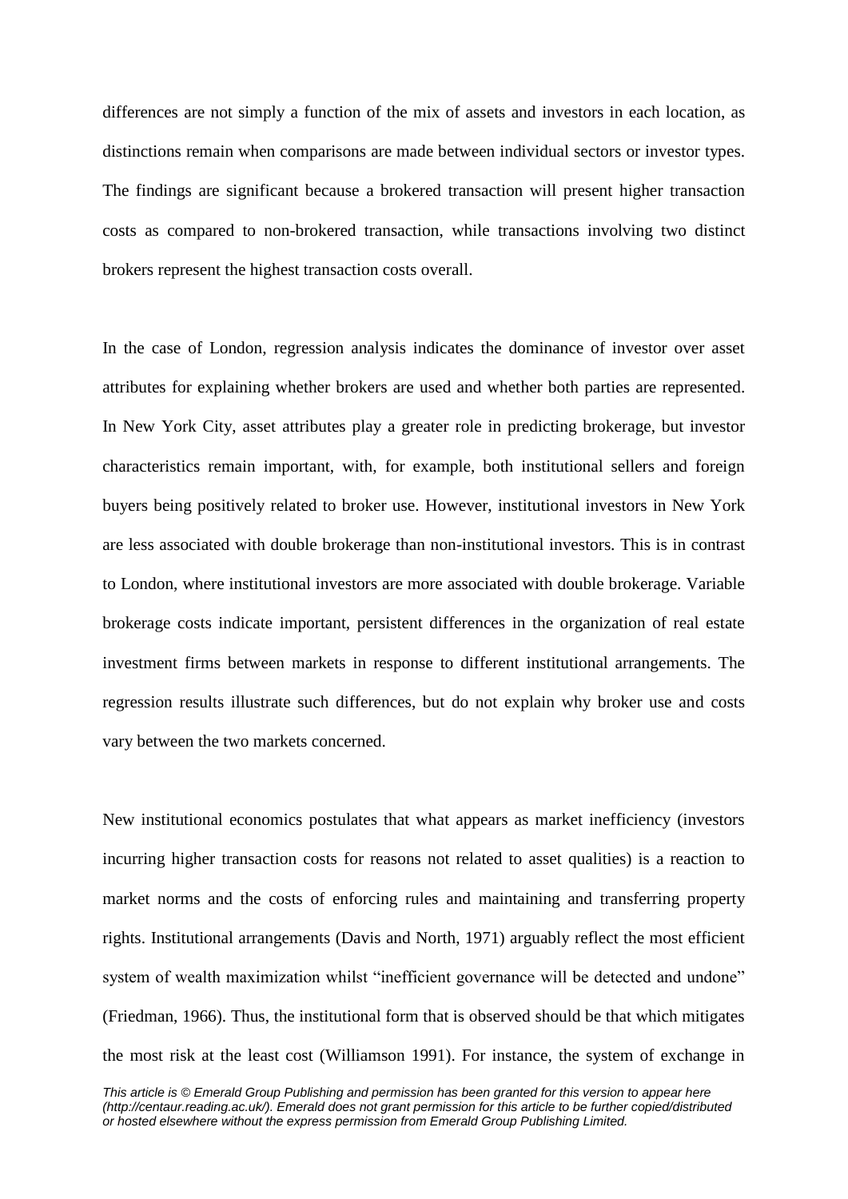differences are not simply a function of the mix of assets and investors in each location, as distinctions remain when comparisons are made between individual sectors or investor types. The findings are significant because a brokered transaction will present higher transaction costs as compared to non-brokered transaction, while transactions involving two distinct brokers represent the highest transaction costs overall.

In the case of London, regression analysis indicates the dominance of investor over asset attributes for explaining whether brokers are used and whether both parties are represented. In New York City, asset attributes play a greater role in predicting brokerage, but investor characteristics remain important, with, for example, both institutional sellers and foreign buyers being positively related to broker use. However, institutional investors in New York are less associated with double brokerage than non-institutional investors. This is in contrast to London, where institutional investors are more associated with double brokerage. Variable brokerage costs indicate important, persistent differences in the organization of real estate investment firms between markets in response to different institutional arrangements. The regression results illustrate such differences, but do not explain why broker use and costs vary between the two markets concerned.

New institutional economics postulates that what appears as market inefficiency (investors incurring higher transaction costs for reasons not related to asset qualities) is a reaction to market norms and the costs of enforcing rules and maintaining and transferring property rights. Institutional arrangements (Davis and North, 1971) arguably reflect the most efficient system of wealth maximization whilst "inefficient governance will be detected and undone" (Friedman, 1966). Thus, the institutional form that is observed should be that which mitigates the most risk at the least cost (Williamson 1991). For instance, the system of exchange in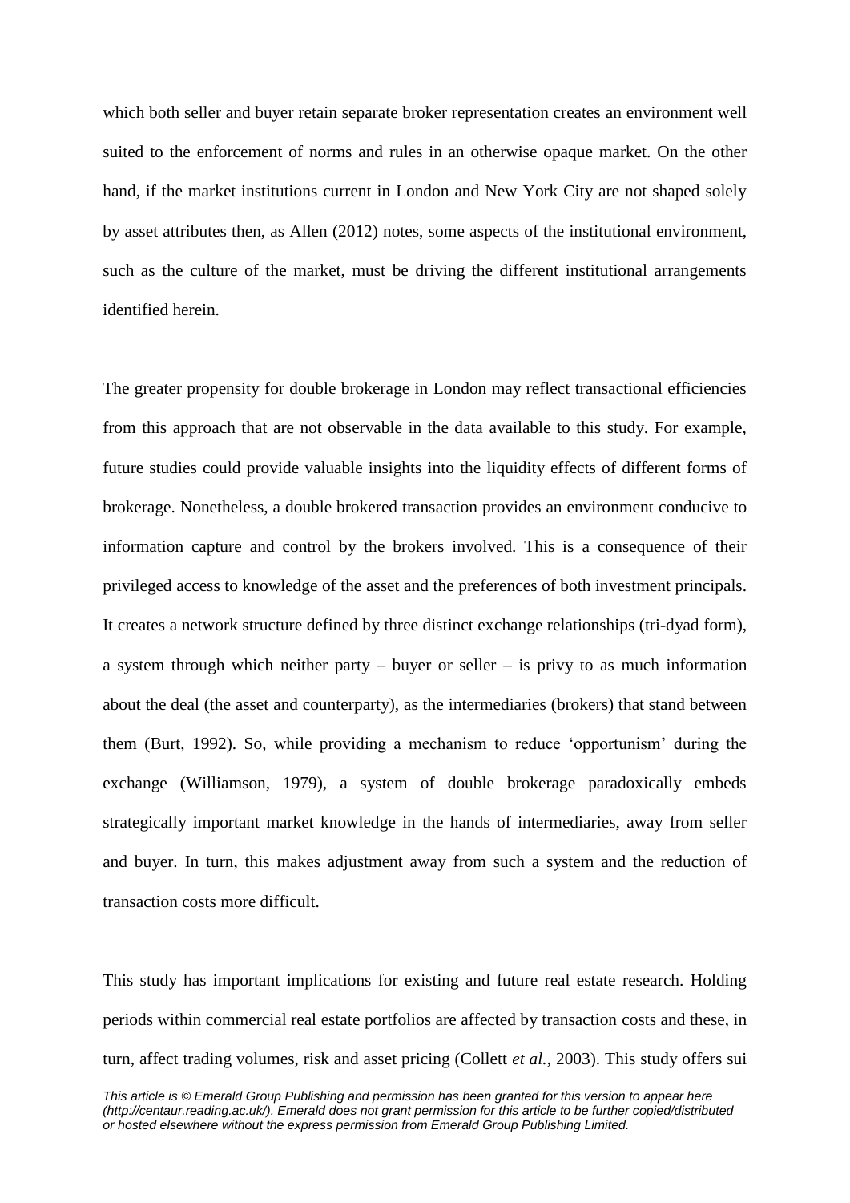which both seller and buyer retain separate broker representation creates an environment well suited to the enforcement of norms and rules in an otherwise opaque market. On the other hand, if the market institutions current in London and New York City are not shaped solely by asset attributes then, as Allen (2012) notes, some aspects of the institutional environment, such as the culture of the market, must be driving the different institutional arrangements identified herein.

The greater propensity for double brokerage in London may reflect transactional efficiencies from this approach that are not observable in the data available to this study. For example, future studies could provide valuable insights into the liquidity effects of different forms of brokerage. Nonetheless, a double brokered transaction provides an environment conducive to information capture and control by the brokers involved. This is a consequence of their privileged access to knowledge of the asset and the preferences of both investment principals. It creates a network structure defined by three distinct exchange relationships (tri-dyad form), a system through which neither party – buyer or seller – is privy to as much information about the deal (the asset and counterparty), as the intermediaries (brokers) that stand between them (Burt, 1992). So, while providing a mechanism to reduce 'opportunism' during the exchange (Williamson, 1979), a system of double brokerage paradoxically embeds strategically important market knowledge in the hands of intermediaries, away from seller and buyer. In turn, this makes adjustment away from such a system and the reduction of transaction costs more difficult.

This study has important implications for existing and future real estate research. Holding periods within commercial real estate portfolios are affected by transaction costs and these, in turn, affect trading volumes, risk and asset pricing (Collett *et al.*, 2003). This study offers sui

*This article is © Emerald Group Publishing and permission has been granted for this version to appear here (http://centaur.reading.ac.uk/). Emerald does not grant permission for this article to be further copied/distributed or hosted elsewhere without the express permission from Emerald Group Publishing Limited.*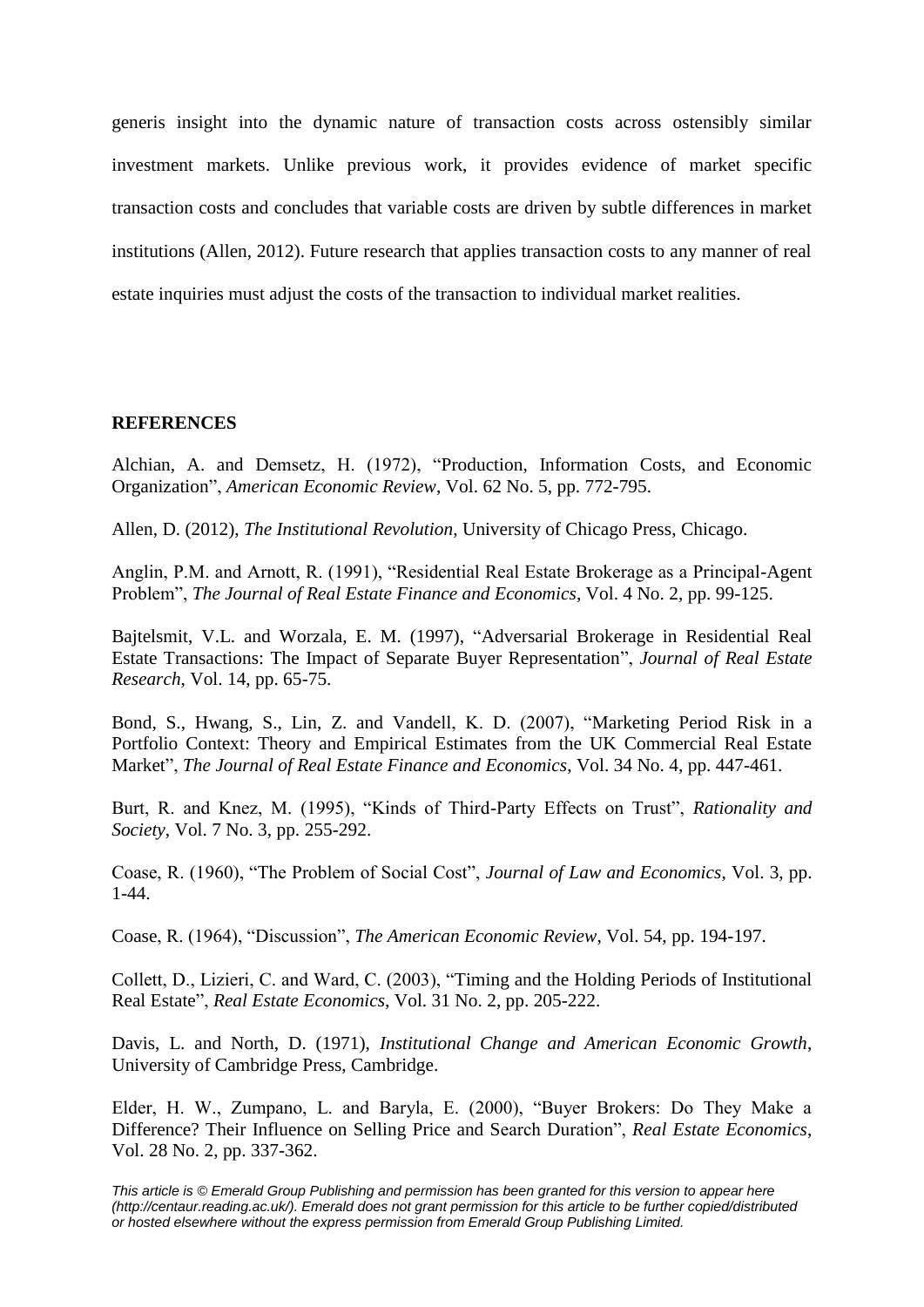generis insight into the dynamic nature of transaction costs across ostensibly similar investment markets. Unlike previous work, it provides evidence of market specific transaction costs and concludes that variable costs are driven by subtle differences in market institutions (Allen, 2012). Future research that applies transaction costs to any manner of real estate inquiries must adjust the costs of the transaction to individual market realities.

## REFERENCES

Alchian, A. and Demsetz, H. (1972), "Production, Information Costs, and Economic Organization", *American Economic Review*, Vol. 62 No. 5, pp. 772-795.

Allen, D. (2012), *The Institutional Revolution*, University of Chicago Press, Chicago.

Anglin, P.M. and Arnott, R. (1991), "Residential Real Estate Brokerage as a Principal-Agent Problem", *The Journal of Real Estate Finance and Economics*, Vol. 4 No. 2, pp. 99-125.

Bajtelsmit, V.L. and Worzala, E. M. (1997), "Adversarial Brokerage in Residential Real Estate Transactions: The Impact of Separate Buyer Representation", *Journal of Real Estate Research*, Vol. 14, pp. 65-75.

Bond, S., Hwang, S., Lin, Z. and Vandell, K. D. (2007), "Marketing Period Risk in a Portfolio Context: Theory and Empirical Estimates from the UK Commercial Real Estate Market", *The Journal of Real Estate Finance and Economics*, Vol. 34 No. 4, pp. 447-461.

Burt, R. and Knez, M. (1995), "Kinds of Third-Party Effects on Trust", *Rationality and Society*, Vol. 7 No. 3, pp. 255-292.

Coase, R. (1960), "The Problem of Social Cost", *Journal of Law and Economics*, Vol. 3, pp. 1-44.

Coase, R. (1964), "Discussion", *The American Economic Review*, Vol. 54, pp. 194-197.

Collett, D., Lizieri, C. and Ward, C. (2003), "Timing and the Holding Periods of Institutional Real Estate", *Real Estate Economics*, Vol. 31 No. 2, pp. 205-222.

Davis, L. and North, D. (1971), *Institutional Change and American Economic Growth*, University of Cambridge Press, Cambridge.

Elder, H. W., Zumpano, L. and Baryla, E. (2000), "Buyer Brokers: Do They Make a Difference? Their Influence on Selling Price and Search Duration", *Real Estate Economics*, Vol. 28 No. 2, pp. 337-362.

*This article is © Emerald Group Publishing and permission has been granted for this version to appear here (http://centaur.reading.ac.uk/). Emerald does not grant permission for this article to be further copied/distributed or hosted elsewhere without the express permission from Emerald Group Publishing Limited.*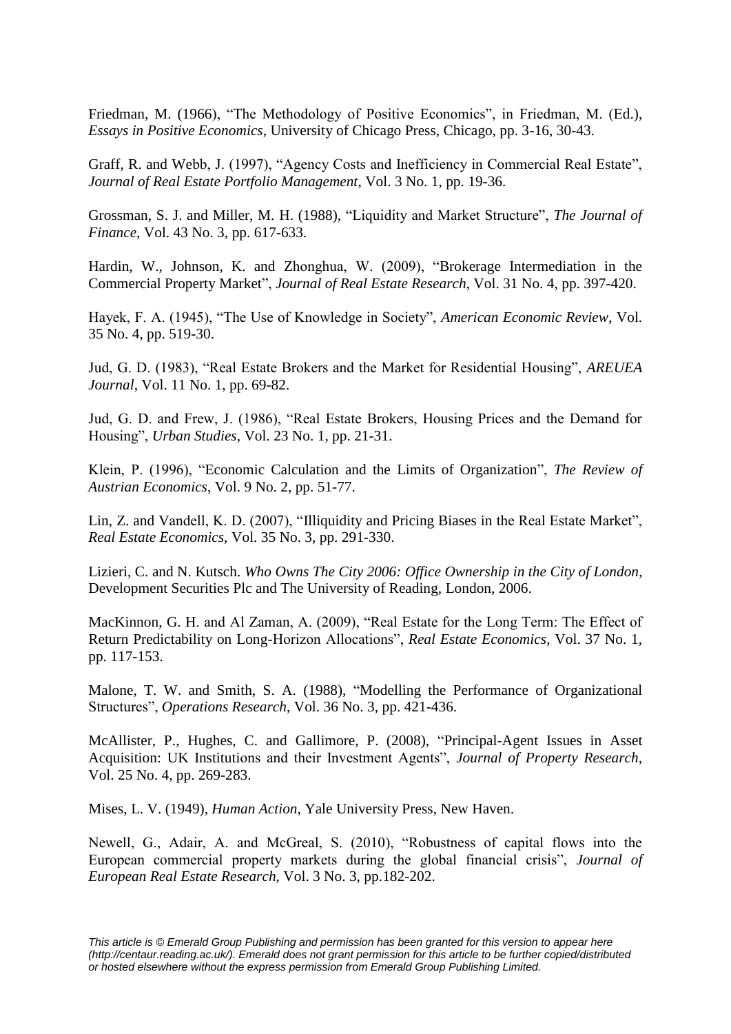Friedman, M. (1966), "The Methodology of Positive Economics", in Friedman, M. (Ed.), *Essays in Positive Economics*, University of Chicago Press, Chicago, pp. 3-16, 30-43.

Graff, R. and Webb, J. (1997), "Agency Costs and Inefficiency in Commercial Real Estate", *Journal of Real Estate Portfolio Management*, Vol. 3 No. 1, pp. 19-36.

Grossman, S. J. and Miller, M. H. (1988), "Liquidity and Market Structure", *The Journal of Finance*, Vol. 43 No. 3, pp. 617-633.

Hardin, W., Johnson, K. and Zhonghua, W. (2009), "Brokerage Intermediation in the Commercial Property Market", *Journal of Real Estate Research*, Vol. 31 No. 4, pp. 397-420.

Hayek, F. A. (1945), "The Use of Knowledge in Society", *American Economic Review*, Vol. 35 No. 4, pp. 519-30.

Jud, G. D. (1983), "Real Estate Brokers and the Market for Residential Housing", *AREUEA Journal*, Vol. 11 No. 1, pp. 69-82.

Jud, G. D. and Frew, J. (1986), "Real Estate Brokers, Housing Prices and the Demand for Housing", *Urban Studies*, Vol. 23 No. 1, pp. 21-31.

Klein, P. (1996), "Economic Calculation and the Limits of Organization", *The Review of Austrian Economics*, Vol. 9 No. 2, pp. 51-77.

Lin, Z. and Vandell, K. D. (2007), "Illiquidity and Pricing Biases in the Real Estate Market", *Real Estate Economics*, Vol. 35 No. 3, pp. 291-330.

Lizieri, C. and N. Kutsch. *Who Owns The City 2006: Office Ownership in the City of London*, Development Securities Plc and The University of Reading, London, 2006.

MacKinnon, G. H. and Al Zaman, A. (2009), "Real Estate for the Long Term: The Effect of Return Predictability on Long-Horizon Allocations", *Real Estate Economics*, Vol. 37 No. 1, pp. 117-153.

Malone, T. W. and Smith, S. A. (1988), "Modelling the Performance of Organizational Structures", *Operations Research*, Vol. 36 No. 3, pp. 421-436.

McAllister, P., Hughes, C. and Gallimore, P. (2008), "Principal-Agent Issues in Asset Acquisition: UK Institutions and their Investment Agents", *Journal of Property Research*, Vol. 25 No. 4, pp. 269-283.

Mises, L. V. (1949), *Human Action*, Yale University Press, New Haven.

Newell, G., Adair, A. and McGreal, S. (2010), "Robustness of capital flows into the European commercial property markets during the global financial crisis", *Journal of European Real Estate Research*, Vol. 3 No. 3, pp.182-202.

*This article is © Emerald Group Publishing and permission has been granted for this version to appear here (http://centaur.reading.ac.uk/). Emerald does not grant permission for this article to be further copied/distributed or hosted elsewhere without the express permission from Emerald Group Publishing Limited.*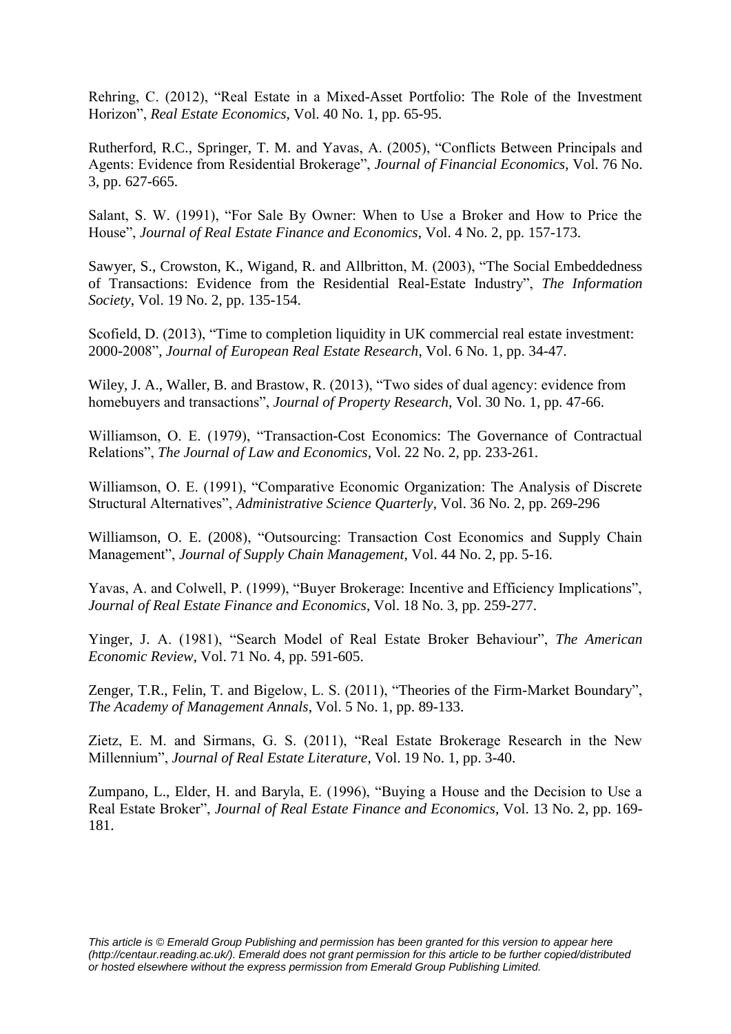Rehring, C. (2012), "Real Estate in a Mixed-Asset Portfolio: The Role of the Investment Horizon", *Real Estate Economics*, Vol. 40 No. 1, pp. 65-95.

Rutherford, R.C., Springer, T. M. and Yavas, A. (2005), "Conflicts Between Principals and Agents: Evidence from Residential Brokerage", *Journal of Financial Economics*, Vol. 76 No. 3, pp. 627-665.

Salant, S. W. (1991), "For Sale By Owner: When to Use a Broker and How to Price the House", *Journal of Real Estate Finance and Economics*, Vol. 4 No. 2, pp. 157-173.

Sawyer, S., Crowston, K., Wigand, R. and Allbritton, M. (2003), "The Social Embeddedness of Transactions: Evidence from the Residential Real-Estate Industry", *The Information Society*, Vol. 19 No. 2, pp. 135-154.

Scofield, D. (2013), "Time to completion liquidity in UK commercial real estate investment: 2000-2008", *Journal of European Real Estate Research*, Vol. 6 No. 1, pp. 34-47.

Wiley, J. A., Waller, B. and Brastow, R. (2013), "Two sides of dual agency: evidence from homebuyers and transactions", *Journal of Property Research*, Vol. 30 No. 1, pp. 47-66.

Williamson, O. E. (1979), "Transaction-Cost Economics: The Governance of Contractual Relations", *The Journal of Law and Economics*, Vol. 22 No. 2, pp. 233-261.

Williamson, O. E. (1991), "Comparative Economic Organization: The Analysis of Discrete Structural Alternatives", *Administrative Science Quarterly*, Vol. 36 No. 2, pp. 269-296

Williamson, O. E. (2008), "Outsourcing: Transaction Cost Economics and Supply Chain Management", *Journal of Supply Chain Management*, Vol. 44 No. 2, pp. 5-16.

Yavas, A. and Colwell, P. (1999), "Buyer Brokerage: Incentive and Efficiency Implications", *Journal of Real Estate Finance and Economics*, Vol. 18 No. 3, pp. 259-277.

Yinger, J. A. (1981), "Search Model of Real Estate Broker Behaviour", *The American Economic Review*, Vol. 71 No. 4, pp. 591-605.

Zenger, T.R., Felin, T. and Bigelow, L. S. (2011), "Theories of the Firm-Market Boundary", *The Academy of Management Annals*, Vol. 5 No. 1, pp. 89-133.

Zietz, E. M. and Sirmans, G. S. (2011), "Real Estate Brokerage Research in the New Millennium", *Journal of Real Estate Literature*, Vol. 19 No. 1, pp. 3-40.

Zumpano, L., Elder, H. and Baryla, E. (1996), "Buying a House and the Decision to Use a Real Estate Broker", *Journal of Real Estate Finance and Economics*, Vol. 13 No. 2, pp. 169-181.

*This article is © Emerald Group Publishing and permission has been granted for this version to appear here (http://centaur.reading.ac.uk/). Emerald does not grant permission for this article to be further copied/distributed or hosted elsewhere without the express permission from Emerald Group Publishing Limited.*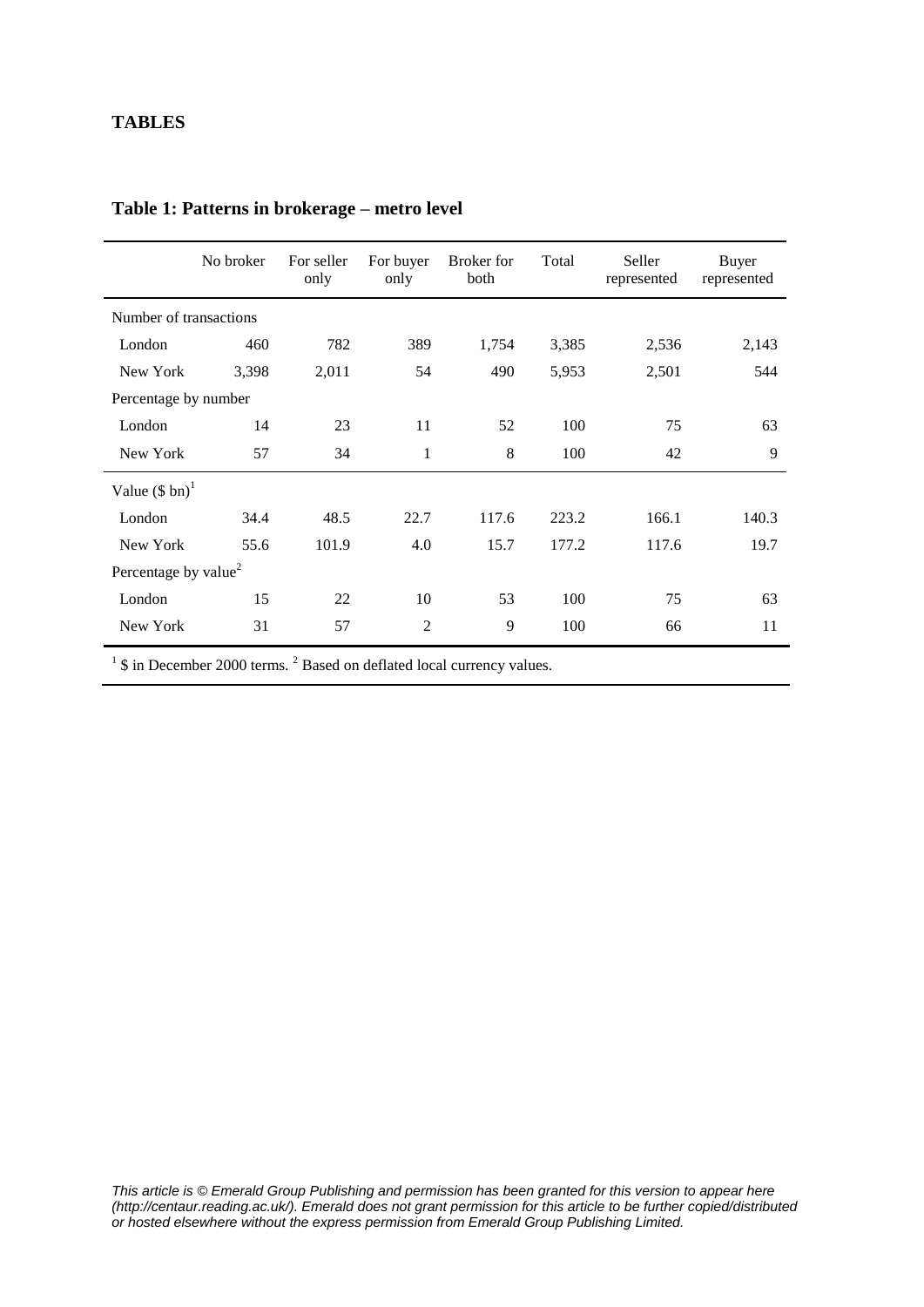**TABLES**

**Table 1: Patterns in brokerage – metro level**

| | No broker | For seller only | For buyer only | Broker for both | Total | Seller represented | Buyer represented |
|---|---|---|---|---|---|---|---|
| Number of transactions | | | | | | | |
| London | 460 | 782 | 389 | 1,754 | 3,385 | 2,536 | 2,143 |
| New York | 3,398 | 2,011 | 54 | 490 | 5,953 | 2,501 | 544 |
| Percentage by number | | | | | | | |
| London | 14 | 23 | 11 | 52 | 100 | 75 | 63 |
| New York | 57 | 34 | 1 | 8 | 100 | 42 | 9 |
| Value ($ bn)[1] | | | | | | | |
| London | 34.4 | 48.5 | 22.7 | 117.6 | 223.2 | 166.1 | 140.3 |
| New York | 55.6 | 101.9 | 4.0 | 15.7 | 177.2 | 117.6 | 19.7 |
| Percentage by value[2] | | | | | | | |
| London | 15 | 22 | 10 | 53 | 100 | 75 | 63 |
| New York | 31 | 57 | 2 | 9 | 100 | 66 | 11 |

[1] $ in December 2000 terms. [2] Based on deflated local currency values.

*This article is © Emerald Group Publishing and permission has been granted for this version to appear here (http://centaur.reading.ac.uk/). Emerald does not grant permission for this article to be further copied/distributed or hosted elsewhere without the express permission from Emerald Group Publishing Limited.*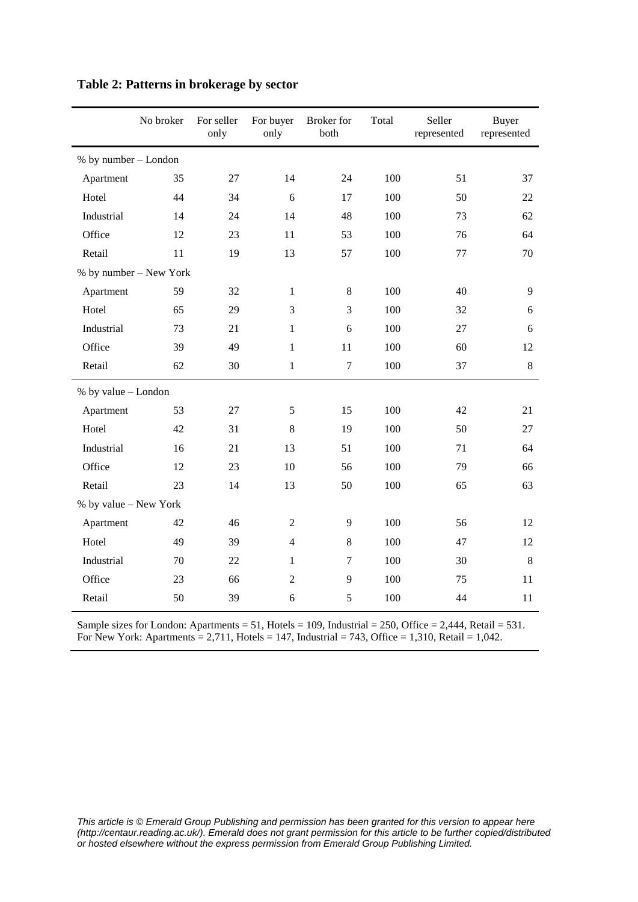**Table 2: Patterns in brokerage by sector**

| | No broker | For seller only | For buyer only | Broker for both | Total | Seller represented | Buyer represented |
|---|---|---|---|---|---|---|---|
| % by number – London | | | | | | | |
| Apartment | 35 | 27 | 14 | 24 | 100 | 51 | 37 |
| Hotel | 44 | 34 | 6 | 17 | 100 | 50 | 22 |
| Industrial | 14 | 24 | 14 | 48 | 100 | 73 | 62 |
| Office | 12 | 23 | 11 | 53 | 100 | 76 | 64 |
| Retail | 11 | 19 | 13 | 57 | 100 | 77 | 70 |
| % by number – New York | | | | | | | |
| Apartment | 59 | 32 | 1 | 8 | 100 | 40 | 9 |
| Hotel | 65 | 29 | 3 | 3 | 100 | 32 | 6 |
| Industrial | 73 | 21 | 1 | 6 | 100 | 27 | 6 |
| Office | 39 | 49 | 1 | 11 | 100 | 60 | 12 |
| Retail | 62 | 30 | 1 | 7 | 100 | 37 | 8 |
| % by value – London | | | | | | | |
| Apartment | 53 | 27 | 5 | 15 | 100 | 42 | 21 |
| Hotel | 42 | 31 | 8 | 19 | 100 | 50 | 27 |
| Industrial | 16 | 21 | 13 | 51 | 100 | 71 | 64 |
| Office | 12 | 23 | 10 | 56 | 100 | 79 | 66 |
| Retail | 23 | 14 | 13 | 50 | 100 | 65 | 63 |
| % by value – New York | | | | | | | |
| Apartment | 42 | 46 | 2 | 9 | 100 | 56 | 12 |
| Hotel | 49 | 39 | 4 | 8 | 100 | 47 | 12 |
| Industrial | 70 | 22 | 1 | 7 | 100 | 30 | 8 |
| Office | 23 | 66 | 2 | 9 | 100 | 75 | 11 |
| Retail | 50 | 39 | 6 | 5 | 100 | 44 | 11 |

Sample sizes for London: Apartments = 51, Hotels = 109, Industrial = 250, Office = 2,444, Retail = 531.
For New York: Apartments = 2,711, Hotels = 147, Industrial = 743, Office = 1,310, Retail = 1,042.

*This article is © Emerald Group Publishing and permission has been granted for this version to appear here (http://centaur.reading.ac.uk/). Emerald does not grant permission for this article to be further copied/distributed or hosted elsewhere without the express permission from Emerald Group Publishing Limited.*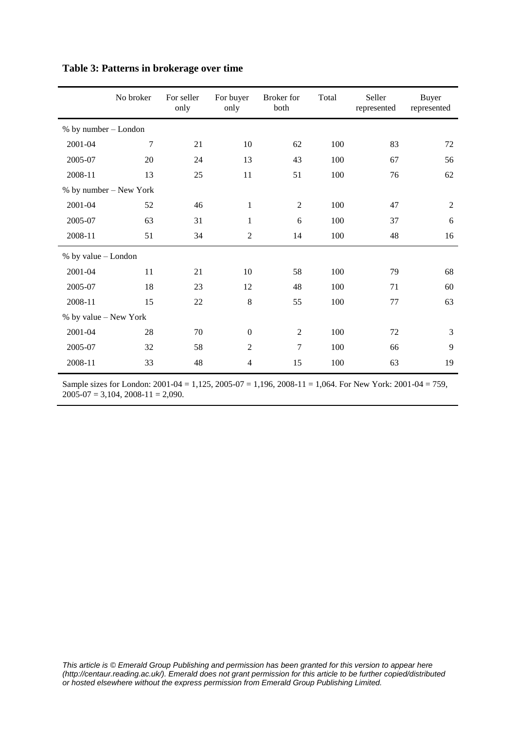**Table 3: Patterns in brokerage over time**

| | No broker | For seller only | For buyer only | Broker for both | Total | Seller represented | Buyer represented |
|---|---|---|---|---|---|---|---|
| % by number – London | | | | | | | |
| 2001-04 | 7 | 21 | 10 | 62 | 100 | 83 | 72 |
| 2005-07 | 20 | 24 | 13 | 43 | 100 | 67 | 56 |
| 2008-11 | 13 | 25 | 11 | 51 | 100 | 76 | 62 |
| % by number – New York | | | | | | | |
| 2001-04 | 52 | 46 | 1 | 2 | 100 | 47 | 2 |
| 2005-07 | 63 | 31 | 1 | 6 | 100 | 37 | 6 |
| 2008-11 | 51 | 34 | 2 | 14 | 100 | 48 | 16 |
| % by value – London | | | | | | | |
| 2001-04 | 11 | 21 | 10 | 58 | 100 | 79 | 68 |
| 2005-07 | 18 | 23 | 12 | 48 | 100 | 71 | 60 |
| 2008-11 | 15 | 22 | 8 | 55 | 100 | 77 | 63 |
| % by value – New York | | | | | | | |
| 2001-04 | 28 | 70 | 0 | 2 | 100 | 72 | 3 |
| 2005-07 | 32 | 58 | 2 | 7 | 100 | 66 | 9 |
| 2008-11 | 33 | 48 | 4 | 15 | 100 | 63 | 19 |

Sample sizes for London: 2001-04 = 1,125, 2005-07 = 1,196, 2008-11 = 1,064. For New York: 2001-04 = 759, 2005-07 = 3,104, 2008-11 = 2,090.

*This article is © Emerald Group Publishing and permission has been granted for this version to appear here (http://centaur.reading.ac.uk/). Emerald does not grant permission for this article to be further copied/distributed or hosted elsewhere without the express permission from Emerald Group Publishing Limited.*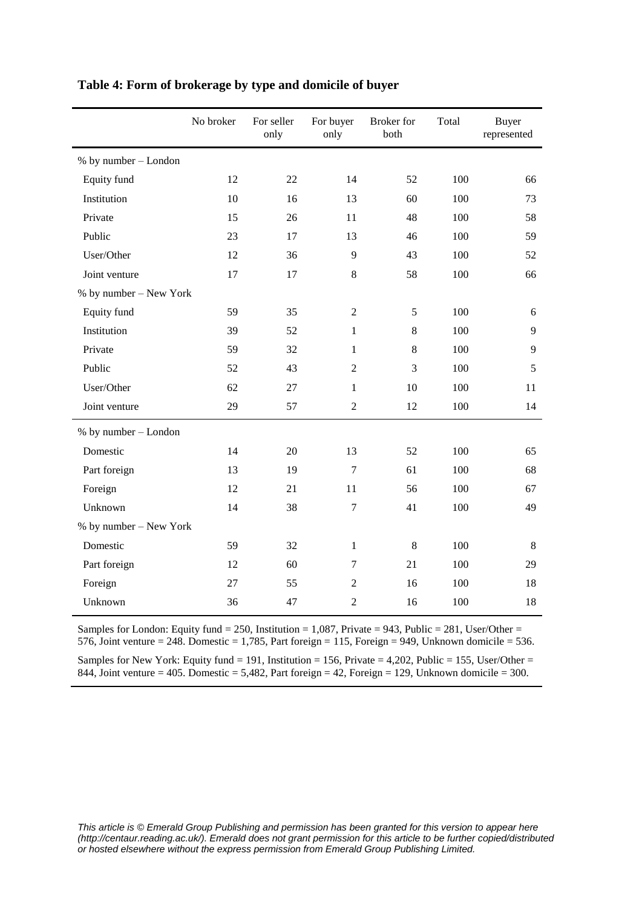**Table 4: Form of brokerage by type and domicile of buyer**

| | No broker | For seller only | For buyer only | Broker for both | Total | Buyer represented |
|---|---|---|---|---|---|---|
| % by number – London | | | | | | |
| Equity fund | 12 | 22 | 14 | 52 | 100 | 66 |
| Institution | 10 | 16 | 13 | 60 | 100 | 73 |
| Private | 15 | 26 | 11 | 48 | 100 | 58 |
| Public | 23 | 17 | 13 | 46 | 100 | 59 |
| User/Other | 12 | 36 | 9 | 43 | 100 | 52 |
| Joint venture | 17 | 17 | 8 | 58 | 100 | 66 |
| % by number – New York | | | | | | |
| Equity fund | 59 | 35 | 2 | 5 | 100 | 6 |
| Institution | 39 | 52 | 1 | 8 | 100 | 9 |
| Private | 59 | 32 | 1 | 8 | 100 | 9 |
| Public | 52 | 43 | 2 | 3 | 100 | 5 |
| User/Other | 62 | 27 | 1 | 10 | 100 | 11 |
| Joint venture | 29 | 57 | 2 | 12 | 100 | 14 |
| % by number – London | | | | | | |
| Domestic | 14 | 20 | 13 | 52 | 100 | 65 |
| Part foreign | 13 | 19 | 7 | 61 | 100 | 68 |
| Foreign | 12 | 21 | 11 | 56 | 100 | 67 |
| Unknown | 14 | 38 | 7 | 41 | 100 | 49 |
| % by number – New York | | | | | | |
| Domestic | 59 | 32 | 1 | 8 | 100 | 8 |
| Part foreign | 12 | 60 | 7 | 21 | 100 | 29 |
| Foreign | 27 | 55 | 2 | 16 | 100 | 18 |
| Unknown | 36 | 47 | 2 | 16 | 100 | 18 |

Samples for London: Equity fund = 250, Institution = 1,087, Private = 943, Public = 281, User/Other = 576, Joint venture = 248. Domestic = 1,785, Part foreign = 115, Foreign = 949, Unknown domicile = 536.

Samples for New York: Equity fund = 191, Institution = 156, Private = 4,202, Public = 155, User/Other = 844, Joint venture = 405. Domestic = 5,482, Part foreign = 42, Foreign = 129, Unknown domicile = 300.

*This article is © Emerald Group Publishing and permission has been granted for this version to appear here (http://centaur.reading.ac.uk/). Emerald does not grant permission for this article to be further copied/distributed or hosted elsewhere without the express permission from Emerald Group Publishing Limited.*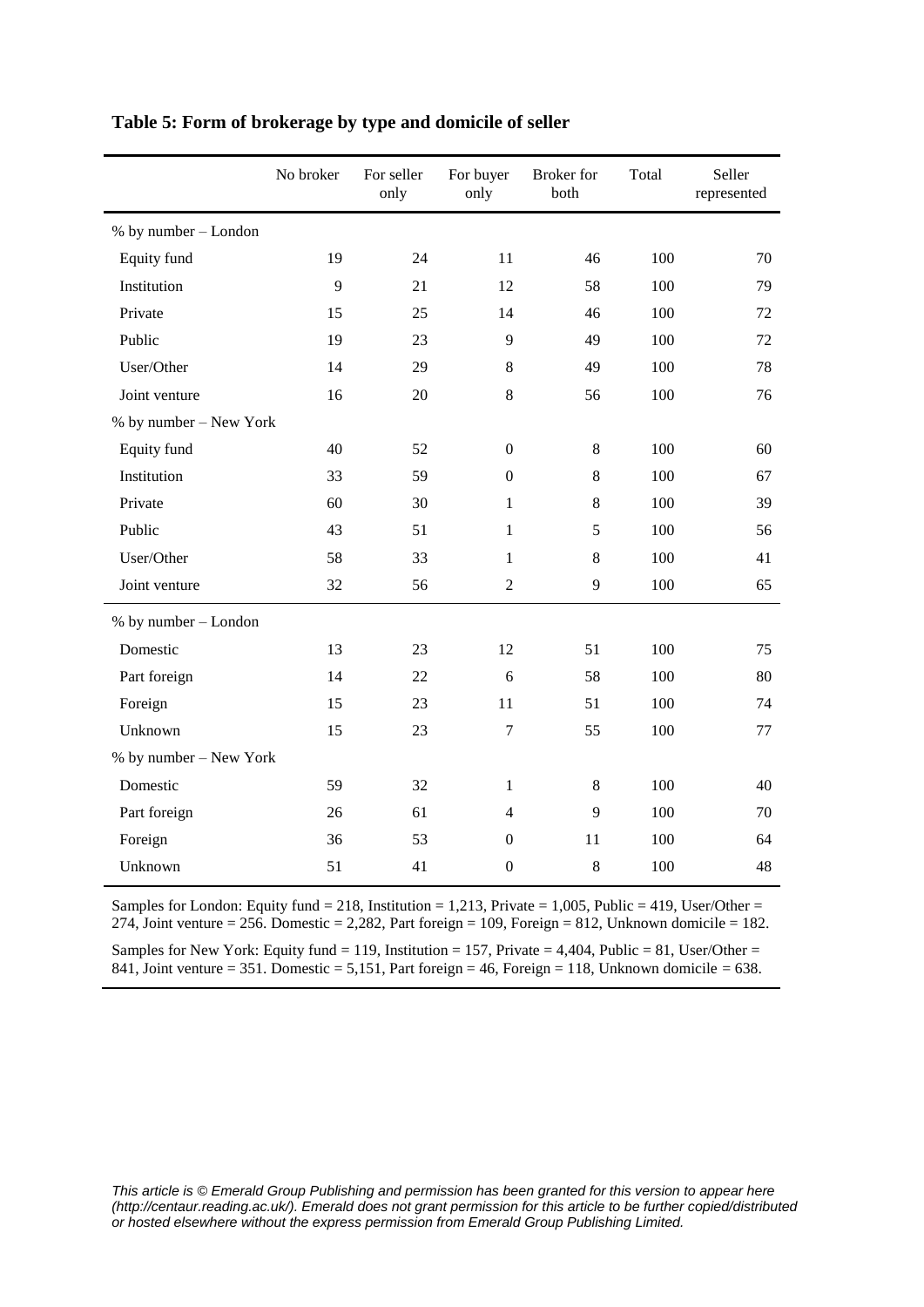**Table 5: Form of brokerage by type and domicile of seller**

| | No broker | For seller only | For buyer only | Broker for both | Total | Seller represented |
|---|---|---|---|---|---|---|
| % by number – London | | | | | | |
| Equity fund | 19 | 24 | 11 | 46 | 100 | 70 |
| Institution | 9 | 21 | 12 | 58 | 100 | 79 |
| Private | 15 | 25 | 14 | 46 | 100 | 72 |
| Public | 19 | 23 | 9 | 49 | 100 | 72 |
| User/Other | 14 | 29 | 8 | 49 | 100 | 78 |
| Joint venture | 16 | 20 | 8 | 56 | 100 | 76 |
| % by number – New York | | | | | | |
| Equity fund | 40 | 52 | 0 | 8 | 100 | 60 |
| Institution | 33 | 59 | 0 | 8 | 100 | 67 |
| Private | 60 | 30 | 1 | 8 | 100 | 39 |
| Public | 43 | 51 | 1 | 5 | 100 | 56 |
| User/Other | 58 | 33 | 1 | 8 | 100 | 41 |
| Joint venture | 32 | 56 | 2 | 9 | 100 | 65 |
| % by number – London | | | | | | |
| Domestic | 13 | 23 | 12 | 51 | 100 | 75 |
| Part foreign | 14 | 22 | 6 | 58 | 100 | 80 |
| Foreign | 15 | 23 | 11 | 51 | 100 | 74 |
| Unknown | 15 | 23 | 7 | 55 | 100 | 77 |
| % by number – New York | | | | | | |
| Domestic | 59 | 32 | 1 | 8 | 100 | 40 |
| Part foreign | 26 | 61 | 4 | 9 | 100 | 70 |
| Foreign | 36 | 53 | 0 | 11 | 100 | 64 |
| Unknown | 51 | 41 | 0 | 8 | 100 | 48 |

Samples for London: Equity fund = 218, Institution = 1,213, Private = 1,005, Public = 419, User/Other = 274, Joint venture = 256. Domestic = 2,282, Part foreign = 109, Foreign = 812, Unknown domicile = 182.

Samples for New York: Equity fund = 119, Institution = 157, Private = 4,404, Public = 81, User/Other = 841, Joint venture = 351. Domestic = 5,151, Part foreign = 46, Foreign = 118, Unknown domicile = 638.

*This article is © Emerald Group Publishing and permission has been granted for this version to appear here (http://centaur.reading.ac.uk/). Emerald does not grant permission for this article to be further copied/distributed or hosted elsewhere without the express permission from Emerald Group Publishing Limited.*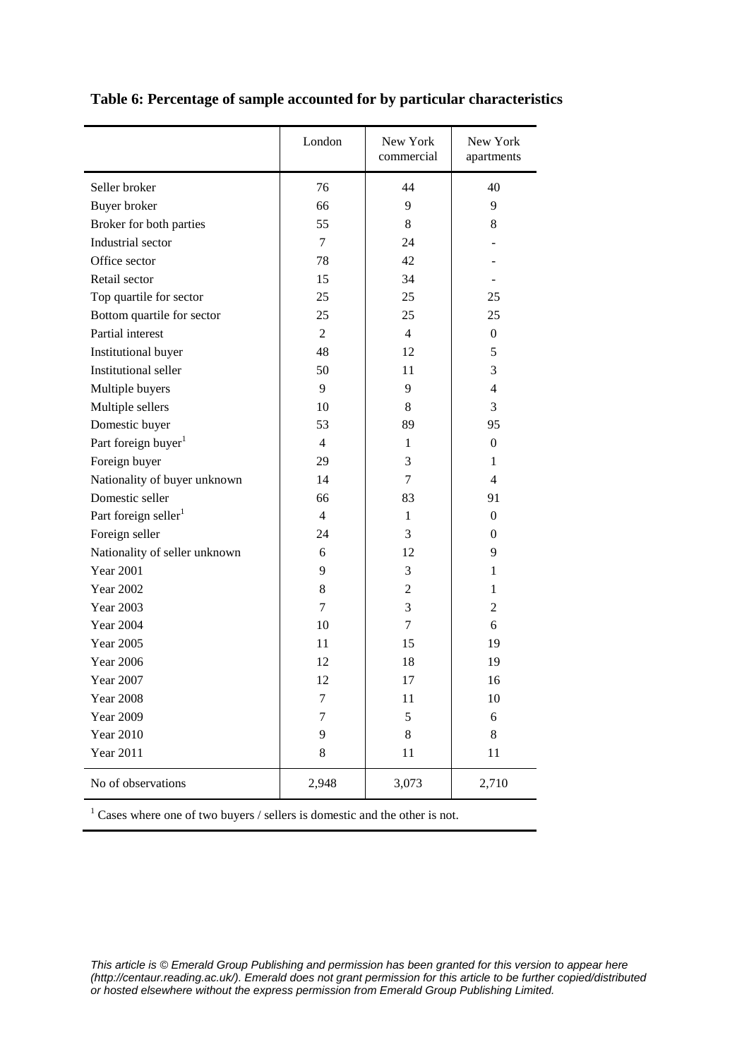**Table 6: Percentage of sample accounted for by particular characteristics**

| | London | New York commercial | New York apartments |
|---|---|---|---|
| Seller broker | 76 | 44 | 40 |
| Buyer broker | 66 | 9 | 9 |
| Broker for both parties | 55 | 8 | 8 |
| Industrial sector | 7 | 24 | - |
| Office sector | 78 | 42 | - |
| Retail sector | 15 | 34 | - |
| Top quartile for sector | 25 | 25 | 25 |
| Bottom quartile for sector | 25 | 25 | 25 |
| Partial interest | 2 | 4 | 0 |
| Institutional buyer | 48 | 12 | 5 |
| Institutional seller | 50 | 11 | 3 |
| Multiple buyers | 9 | 9 | 4 |
| Multiple sellers | 10 | 8 | 3 |
| Domestic buyer | 53 | 89 | 95 |
| Part foreign buyer[1] | 4 | 1 | 0 |
| Foreign buyer | 29 | 3 | 1 |
| Nationality of buyer unknown | 14 | 7 | 4 |
| Domestic seller | 66 | 83 | 91 |
| Part foreign seller[1] | 4 | 1 | 0 |
| Foreign seller | 24 | 3 | 0 |
| Nationality of seller unknown | 6 | 12 | 9 |
| Year 2001 | 9 | 3 | 1 |
| Year 2002 | 8 | 2 | 1 |
| Year 2003 | 7 | 3 | 2 |
| Year 2004 | 10 | 7 | 6 |
| Year 2005 | 11 | 15 | 19 |
| Year 2006 | 12 | 18 | 19 |
| Year 2007 | 12 | 17 | 16 |
| Year 2008 | 7 | 11 | 10 |
| Year 2009 | 7 | 5 | 6 |
| Year 2010 | 9 | 8 | 8 |
| Year 2011 | 8 | 11 | 11 |
| No of observations | 2,948 | 3,073 | 2,710 |

[1] Cases where one of two buyers / sellers is domestic and the other is not.

*This article is © Emerald Group Publishing and permission has been granted for this version to appear here (http://centaur.reading.ac.uk/). Emerald does not grant permission for this article to be further copied/distributed or hosted elsewhere without the express permission from Emerald Group Publishing Limited.*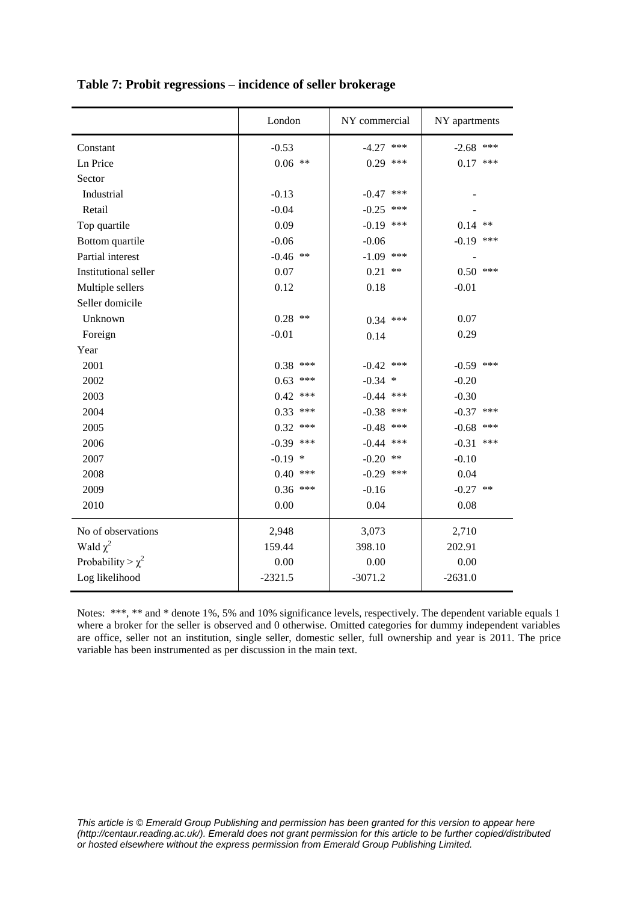**Table 7: Probit regressions – incidence of seller brokerage**

| | London | NY commercial | NY apartments |
|---|---|---|---|
| Constant | -0.53 | -4.27 *** | -2.68 *** |
| Ln Price | 0.06 ** | 0.29 *** | 0.17 *** |
| Sector | | | |
| Industrial | -0.13 | -0.47 *** | - |
| Retail | -0.04 | -0.25 *** | - |
| Top quartile | 0.09 | -0.19 *** | 0.14 ** |
| Bottom quartile | -0.06 | -0.06 | -0.19 *** |
| Partial interest | -0.46 ** | -1.09 *** | - |
| Institutional seller | 0.07 | 0.21 ** | 0.50 *** |
| Multiple sellers | 0.12 | 0.18 | -0.01 |
| Seller domicile | | | |
| Unknown | 0.28 ** | 0.34 *** | 0.07 |
| Foreign | -0.01 | 0.14 | 0.29 |
| Year | | | |
| 2001 | 0.38 *** | -0.42 *** | -0.59 *** |
| 2002 | 0.63 *** | -0.34 * | -0.20 |
| 2003 | 0.42 *** | -0.44 *** | -0.30 |
| 2004 | 0.33 *** | -0.38 *** | -0.37 *** |
| 2005 | 0.32 *** | -0.48 *** | -0.68 *** |
| 2006 | -0.39 *** | -0.44 *** | -0.31 *** |
| 2007 | -0.19 * | -0.20 ** | -0.10 |
| 2008 | 0.40 *** | -0.29 *** | 0.04 |
| 2009 | 0.36 *** | -0.16 | -0.27 ** |
| 2010 | 0.00 | 0.04 | 0.08 |
| No of observations | 2,948 | 3,073 | 2,710 |
| Wald $\chi^2$ | 159.44 | 398.10 | 202.91 |
| Probability > $\chi^2$ | 0.00 | 0.00 | 0.00 |
| Log likelihood | -2321.5 | -3071.2 | -2631.0 |

Notes: ***, ** and * denote 1%, 5% and 10% significance levels, respectively. The dependent variable equals 1 where a broker for the seller is observed and 0 otherwise. Omitted categories for dummy independent variables are office, seller not an institution, single seller, domestic seller, full ownership and year is 2011. The price variable has been instrumented as per discussion in the main text.

*This article is © Emerald Group Publishing and permission has been granted for this version to appear here (http://centaur.reading.ac.uk/). Emerald does not grant permission for this article to be further copied/distributed or hosted elsewhere without the express permission from Emerald Group Publishing Limited.*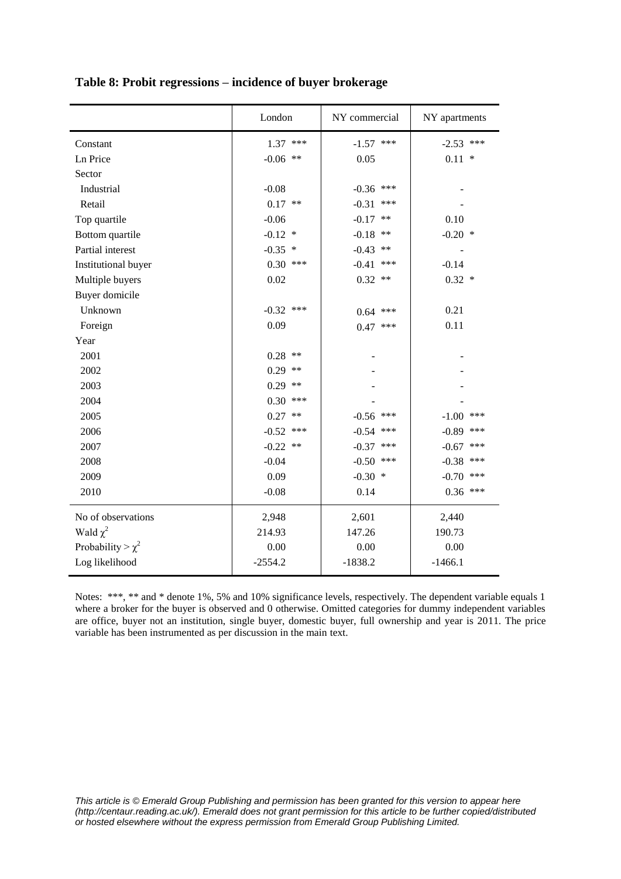**Table 8: Probit regressions – incidence of buyer brokerage**

| | London | NY commercial | NY apartments |
|---|---|---|---|
| Constant | 1.37 *** | -1.57 *** | -2.53 *** |
| Ln Price | -0.06 ** | 0.05 | 0.11 * |
| Sector | | | |
| Industrial | -0.08 | -0.36 *** | - |
| Retail | 0.17 ** | -0.31 *** | - |
| Top quartile | -0.06 | -0.17 ** | 0.10 |
| Bottom quartile | -0.12 * | -0.18 ** | -0.20 * |
| Partial interest | -0.35 * | -0.43 ** | - |
| Institutional buyer | 0.30 *** | -0.41 *** | -0.14 |
| Multiple buyers | 0.02 | 0.32 ** | 0.32 * |
| Buyer domicile | | | |
| Unknown | -0.32 *** | 0.64 *** | 0.21 |
| Foreign | 0.09 | 0.47 *** | 0.11 |
| Year | | | |
| 2001 | 0.28 ** | - | - |
| 2002 | 0.29 ** | - | - |
| 2003 | 0.29 ** | - | - |
| 2004 | 0.30 *** | - | - |
| 2005 | 0.27 ** | -0.56 *** | -1.00 *** |
| 2006 | -0.52 *** | -0.54 *** | -0.89 *** |
| 2007 | -0.22 ** | -0.37 *** | -0.67 *** |
| 2008 | -0.04 | -0.50 *** | -0.38 *** |
| 2009 | 0.09 | -0.30 * | -0.70 *** |
| 2010 | -0.08 | 0.14 | 0.36 *** |
| No of observations | 2,948 | 2,601 | 2,440 |
| Wald $\chi^2$ | 214.93 | 147.26 | 190.73 |
| Probability > $\chi^2$ | 0.00 | 0.00 | 0.00 |
| Log likelihood | -2554.2 | -1838.2 | -1466.1 |

Notes: ***, ** and * denote 1%, 5% and 10% significance levels, respectively. The dependent variable equals 1 where a broker for the buyer is observed and 0 otherwise. Omitted categories for dummy independent variables are office, buyer not an institution, single buyer, domestic buyer, full ownership and year is 2011. The price variable has been instrumented as per discussion in the main text.

*This article is © Emerald Group Publishing and permission has been granted for this version to appear here (http://centaur.reading.ac.uk/). Emerald does not grant permission for this article to be further copied/distributed or hosted elsewhere without the express permission from Emerald Group Publishing Limited.*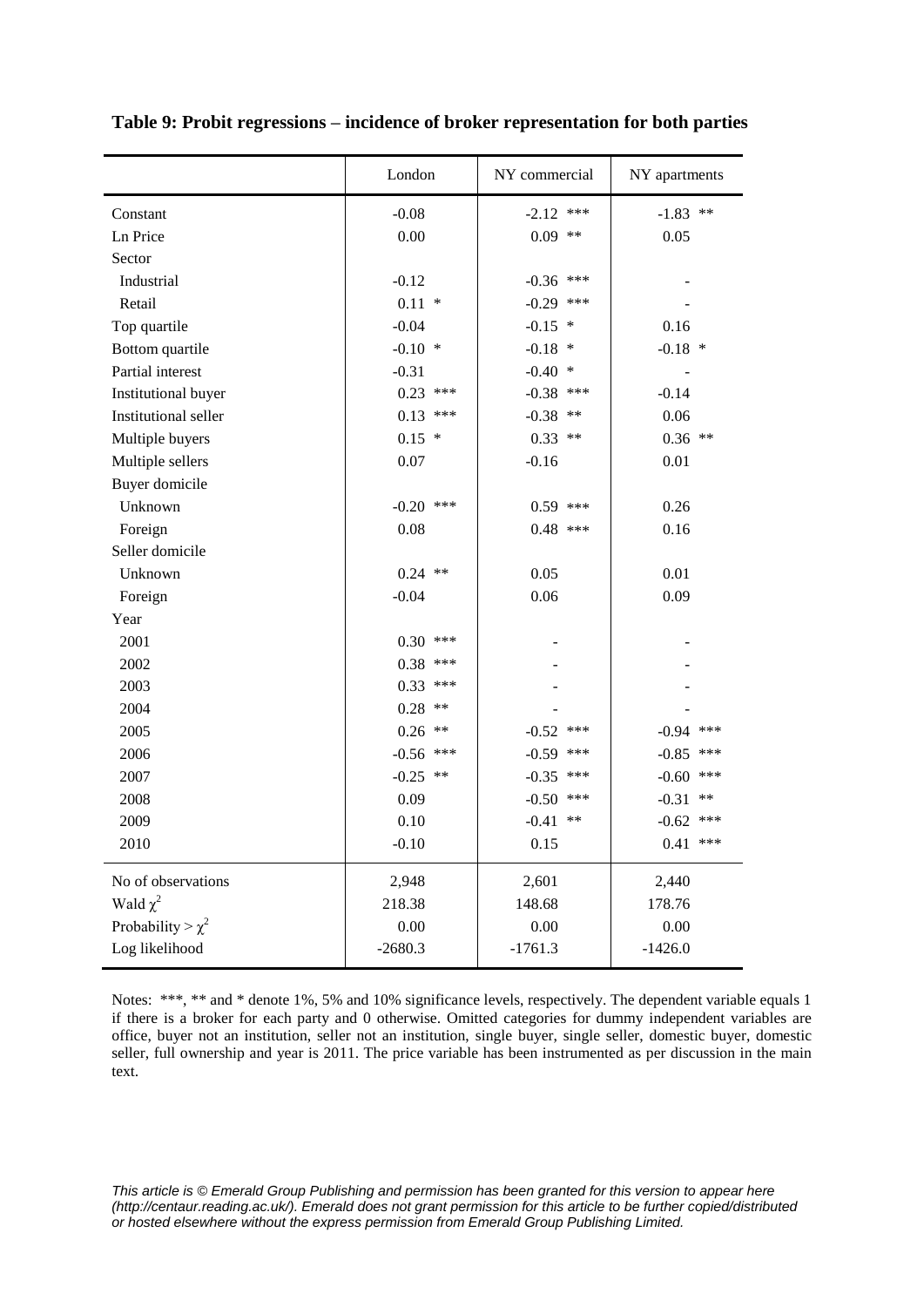**Table 9: Probit regressions – incidence of broker representation for both parties**

| | London | NY commercial | NY apartments |
|---|---|---|---|
| Constant | -0.08 | -2.12 *** | -1.83 ** |
| Ln Price | 0.00 | 0.09 ** | 0.05 |
| Sector | | | |
| Industrial | -0.12 | -0.36 *** | - |
| Retail | 0.11 * | -0.29 *** | - |
| Top quartile | -0.04 | -0.15 * | 0.16 |
| Bottom quartile | -0.10 * | -0.18 * | -0.18 * |
| Partial interest | -0.31 | -0.40 * | - |
| Institutional buyer | 0.23 *** | -0.38 *** | -0.14 |
| Institutional seller | 0.13 *** | -0.38 ** | 0.06 |
| Multiple buyers | 0.15 * | 0.33 ** | 0.36 ** |
| Multiple sellers | 0.07 | -0.16 | 0.01 |
| Buyer domicile | | | |
| Unknown | -0.20 *** | 0.59 *** | 0.26 |
| Foreign | 0.08 | 0.48 *** | 0.16 |
| Seller domicile | | | |
| Unknown | 0.24 ** | 0.05 | 0.01 |
| Foreign | -0.04 | 0.06 | 0.09 |
| Year | | | |
| 2001 | 0.30 *** | - | - |
| 2002 | 0.38 *** | - | - |
| 2003 | 0.33 *** | - | - |
| 2004 | 0.28 ** | - | - |
| 2005 | 0.26 ** | -0.52 *** | -0.94 *** |
| 2006 | -0.56 *** | -0.59 *** | -0.85 *** |
| 2007 | -0.25 ** | -0.35 *** | -0.60 *** |
| 2008 | 0.09 | -0.50 *** | -0.31 ** |
| 2009 | 0.10 | -0.41 ** | -0.62 *** |
| 2010 | -0.10 | 0.15 | 0.41 *** |
| No of observations | 2,948 | 2,601 | 2,440 |
| Wald $\chi^2$ | 218.38 | 148.68 | 178.76 |
| Probability > $\chi^2$ | 0.00 | 0.00 | 0.00 |
| Log likelihood | -2680.3 | -1761.3 | -1426.0 |

Notes: ***, ** and * denote 1%, 5% and 10% significance levels, respectively. The dependent variable equals 1 if there is a broker for each party and 0 otherwise. Omitted categories for dummy independent variables are office, buyer not an institution, seller not an institution, single buyer, single seller, domestic buyer, domestic seller, full ownership and year is 2011. The price variable has been instrumented as per discussion in the main text.

*This article is © Emerald Group Publishing and permission has been granted for this version to appear here (http://centaur.reading.ac.uk/). Emerald does not grant permission for this article to be further copied/distributed or hosted elsewhere without the express permission from Emerald Group Publishing Limited.*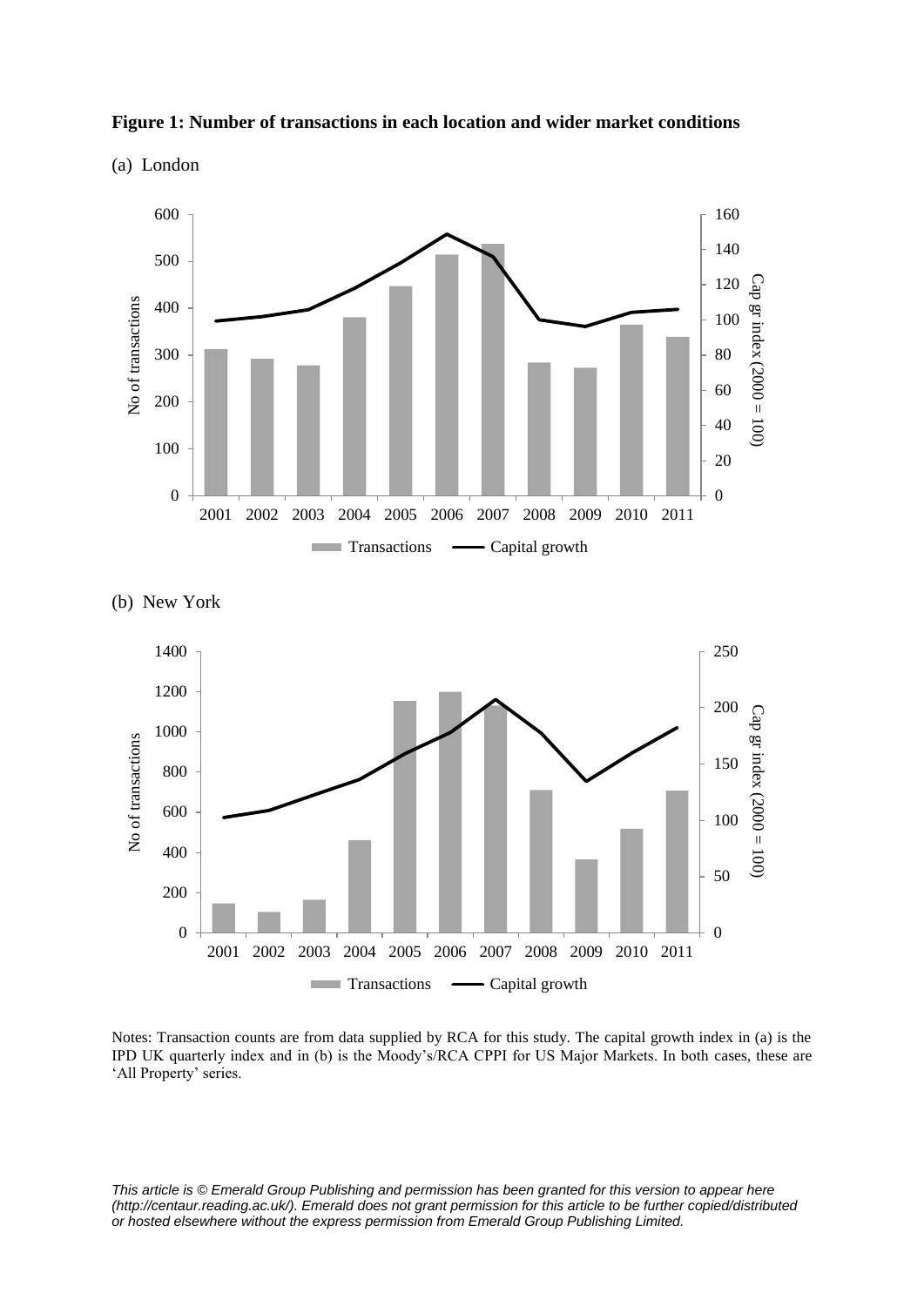**Figure 1: Number of transactions in each location and wider market conditions**

(a) London

(b) New York

Notes: Transaction counts are from data supplied by RCA for this study. The capital growth index in (a) is the IPD UK quarterly index and in (b) is the Moody's/RCA CPPI for US Major Markets. In both cases, these are 'All Property' series.

*This article is © Emerald Group Publishing and permission has been granted for this version to appear here (http://centaur.reading.ac.uk/). Emerald does not grant permission for this article to be further copied/distributed or hosted elsewhere without the express permission from Emerald Group Publishing Limited.*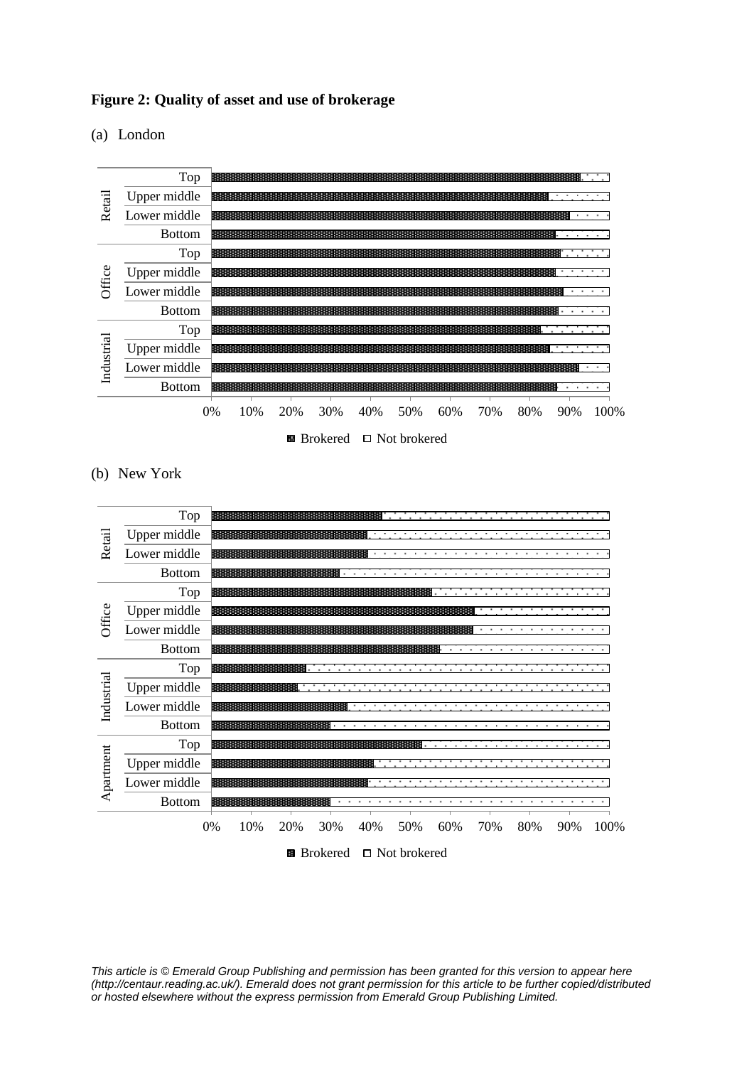**Figure 2: Quality of asset and use of brokerage**

(a) London

Retail
Top
Upper middle
Lower middle
Bottom

Office
Top
Upper middle
Lower middle
Bottom

Industrial
Top
Upper middle
Lower middle
Bottom

0% 10% 20% 30% 40% 50% 60% 70% 80% 90% 100%

Brokered Not brokered

(b) New York

Retail
Top
Upper middle
Lower middle
Bottom

Office
Top
Upper middle
Lower middle
Bottom

Industrial
Top
Upper middle
Lower middle
Bottom

Apartment
Top
Upper middle
Lower middle
Bottom

0% 10% 20% 30% 40% 50% 60% 70% 80% 90% 100%

Brokered Not brokered

*This article is © Emerald Group Publishing and permission has been granted for this version to appear here (http://centaur.reading.ac.uk/). Emerald does not grant permission for this article to be further copied/distributed or hosted elsewhere without the express permission from Emerald Group Publishing Limited.*